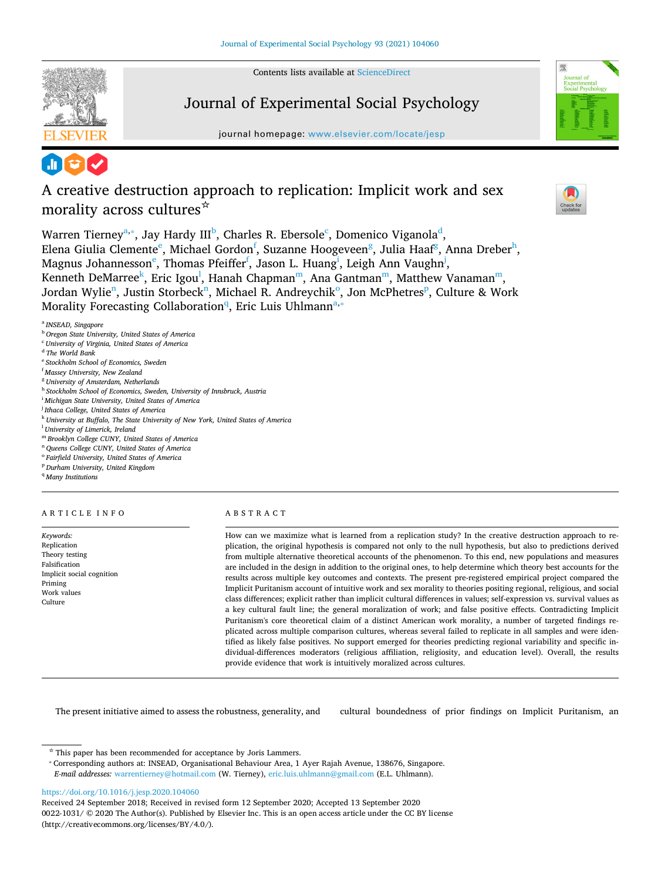# A creative destruction approach to replication: Implicit work and sex morality across cultures☆

Warren Tierney[a,*], Jay Hardy III[b], Charles R. Ebersole[c], Domenico Viganola[d], Elena Giulia Clemente[e], Michael Gordon[f], Suzanne Hoogeveen[g], Julia Haaf[g], Anna Dreber[h], Magnus Johannesson[e], Thomas Pfeiffer[f], Jason L. Huang[i], Leigh Ann Vaughn[j], Kenneth DeMarree[k], Eric Igou[l], Hanah Chapman[m], Ana Gantman[m], Matthew Vanaman[m], Jordan Wylie[n], Justin Storbeck[n], Michael R. Andreychik[o], Jon McPhetres[p], Culture & Work Morality Forecasting Collaboration[q], Eric Luis Uhlmann[a,*]

[a] *INSEAD, Singapore*
[b] *Oregon State University, United States of America*
[c] *University of Virginia, United States of America*
[d] *The World Bank*
[e] *Stockholm School of Economics, Sweden*
[f] *Massey University, New Zealand*
[g] *University of Amsterdam, Netherlands*
[h] *Stockholm School of Economics, Sweden, University of Innsbruck, Austria*
[i] *Michigan State University, United States of America*
[j] *Ithaca College, United States of America*
[k] *University at Buffalo, The State University of New York, United States of America*
[l] *University of Limerick, Ireland*
[m] *Brooklyn College CUNY, United States of America*
[n] *Queens College CUNY, United States of America*
[o] *Fairfield University, United States of America*
[p] *Durham University, United Kingdom*
[q] *Many Institutions*

## ARTICLE INFO

*Keywords:*
Replication
Theory testing
Falsification
Implicit social cognition
Priming
Work values
Culture

## ABSTRACT

How can we maximize what is learned from a replication study? In the creative destruction approach to replication, the original hypothesis is compared not only to the null hypothesis, but also to predictions derived from multiple alternative theoretical accounts of the phenomenon. To this end, new populations and measures are included in the design in addition to the original ones, to help determine which theory best accounts for the results across multiple key outcomes and contexts. The present pre-registered empirical project compared the Implicit Puritanism account of intuitive work and sex morality to theories positing regional, religious, and social class differences; explicit rather than implicit cultural differences in values; self-expression vs. survival values as a key cultural fault line; the general moralization of work; and false positive effects. Contradicting Implicit Puritanism's core theoretical claim of a distinct American work morality, a number of targeted findings replicated across multiple comparison cultures, whereas several failed to replicate in all samples and were identified as likely false positives. No support emerged for theories predicting regional variability and specific individual-differences moderators (religious affiliation, religiosity, and education level). Overall, the results provide evidence that work is intuitively moralized across cultures.

The present initiative aimed to assess the robustness, generality, and cultural boundedness of prior findings on Implicit Puritanism, an

☆ This paper has been recommended for acceptance by Joris Lammers.
* Corresponding authors at: INSEAD, Organisational Behaviour Area, 1 Ayer Rajah Avenue, 138676, Singapore.
*E-mail addresses:* warrentierney@hotmail.com (W. Tierney), eric.luis.uhlmann@gmail.com (E.L. Uhlmann).

https://doi.org/10.1016/j.jesp.2020.104060
Received 24 September 2018; Received in revised form 12 September 2020; Accepted 13 September 2020
0022-1031/ © 2020 The Author(s). Published by Elsevier Inc. This is an open access article under the CC BY license (http://creativecommons.org/licenses/BY/4.0/).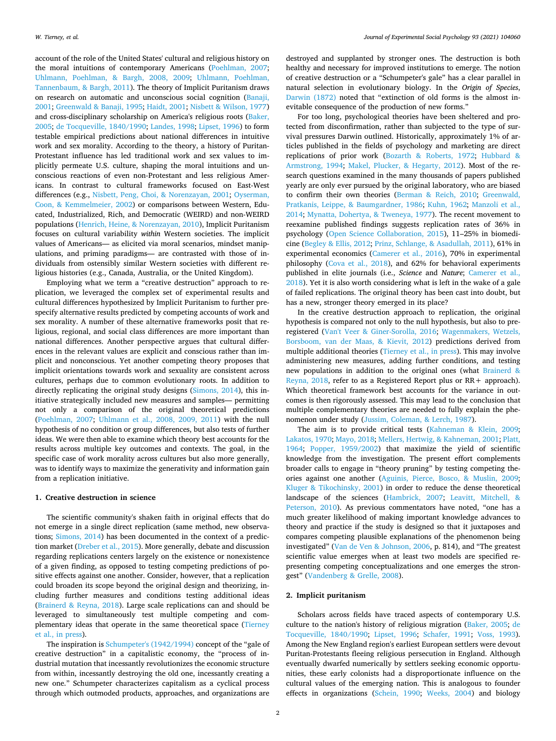account of the role of the United States' cultural and religious history on the moral intuitions of contemporary Americans (Poehlman, 2007; Uhlmann, Poehlman, & Bargh, 2008, 2009; Uhlmann, Poehlman, Tannenbaum, & Bargh, 2011). The theory of Implicit Puritanism draws on research on automatic and unconscious social cognition (Banaji, 2001; Greenwald & Banaji, 1995; Haidt, 2001; Nisbett & Wilson, 1977) and cross-disciplinary scholarship on America's religious roots (Baker, 2005; de Tocqueville, 1840/1990; Landes, 1998; Lipset, 1996) to form testable empirical predictions about national differences in intuitive work and sex morality. According to the theory, a history of Puritan-Protestant influence has led traditional work and sex values to implicitly permeate U.S. culture, shaping the moral intuitions and unconscious reactions of even non-Protestant and less religious Americans. In contrast to cultural frameworks focused on East-West differences (e.g., Nisbett, Peng, Choi, & Norenzayan, 2001; Oyserman, Coon, & Kemmelmeier, 2002) or comparisons between Western, Educated, Industrialized, Rich, and Democratic (WEIRD) and non-WEIRD populations (Henrich, Heine, & Norenzayan, 2010), Implicit Puritanism focuses on cultural variability *within* Western societies. The implicit values of Americans— as elicited via moral scenarios, mindset manipulations, and priming paradigms— are contrasted with those of individuals from ostensibly similar Western societies with different religious histories (e.g., Canada, Australia, or the United Kingdom).

Employing what we term a "creative destruction" approach to replication, we leveraged the complex set of experimental results and cultural differences hypothesized by Implicit Puritanism to further prespecify alternative results predicted by competing accounts of work and sex morality. A number of these alternative frameworks posit that religious, regional, and social class differences are more important than national differences. Another perspective argues that cultural differences in the relevant values are explicit and conscious rather than implicit and nonconscious. Yet another competing theory proposes that implicit orientations towards work and sexuality are consistent across cultures, perhaps due to common evolutionary roots. In addition to directly replicating the original study designs (Simons, 2014), this initiative strategically included new measures and samples— permitting not only a comparison of the original theoretical predictions (Poehlman, 2007; Uhlmann et al., 2008, 2009, 2011) with the null hypothesis of no condition or group differences, but also tests of further ideas. We were then able to examine which theory best accounts for the results across multiple key outcomes and contexts. The goal, in the specific case of work morality across cultures but also more generally, was to identify ways to maximize the generativity and information gain from a replication initiative.

## 1. Creative destruction in science

The scientific community's shaken faith in original effects that do not emerge in a single direct replication (same method, new observations; Simons, 2014) has been documented in the context of a prediction market (Dreber et al., 2015). More generally, debate and discussion regarding replications centers largely on the existence or nonexistence of a given finding, as opposed to testing competing predictions of positive effects against one another. Consider, however, that a replication could broaden its scope beyond the original design and theorizing, including further measures and conditions testing additional ideas (Brainerd & Reyna, 2018). Large scale replications can and should be leveraged to simultaneously test multiple competing and complementary ideas that operate in the same theoretical space (Tierney et al., in press).

The inspiration is Schumpeter's (1942/1994) concept of the "gale of creative destruction" in a capitalistic economy, the "process of industrial mutation that incessantly revolutionizes the economic structure from within, incessantly destroying the old one, incessantly creating a new one." Schumpeter characterizes capitalism as a cyclical process through which outmoded products, approaches, and organizations are destroyed and supplanted by stronger ones. The destruction is both healthy and necessary for improved institutions to emerge. The notion of creative destruction or a "Schumpeter's gale" has a clear parallel in natural selection in evolutionary biology. In the *Origin of Species*, Darwin (1872) noted that "extinction of old forms is the almost inevitable consequence of the production of new forms."

For too long, psychological theories have been sheltered and protected from disconfirmation, rather than subjected to the type of survival pressures Darwin outlined. Historically, approximately 1% of articles published in the fields of psychology and marketing are direct replications of prior work (Bozarth & Roberts, 1972; Hubbard & Armstrong, 1994; Makel, Plucker, & Hegarty, 2012). Most of the research questions examined in the many thousands of papers published yearly are only ever pursued by the original laboratory, who are biased to confirm their own theories (Berman & Reich, 2010; Greenwald, Pratkanis, Leippe, & Baumgardner, 1986; Kuhn, 1962; Manzoli et al., 2014; Mynatta, Dohertya, & Tweneya, 1977). The recent movement to reexamine published findings suggests replication rates of 36% in psychology (Open Science Collaboration, 2015), 11–25% in biomedicine (Begley & Ellis, 2012; Prinz, Schlange, & Asadullah, 2011), 61% in experimental economics (Camerer et al., 2016), 70% in experimental philosophy (Cova et al., 2018), and 62% for behavioral experiments published in elite journals (i.e., *Science* and *Nature*; Camerer et al., 2018). Yet it is also worth considering what is left in the wake of a gale of failed replications. The original theory has been cast into doubt, but has a new, stronger theory emerged in its place?

In the creative destruction approach to replication, the original hypothesis is compared not only to the null hypothesis, but also to preregistered (Van't Veer & Giner-Sorolla, 2016; Wagenmakers, Wetzels, Borsboom, van der Maas, & Kievit, 2012) predictions derived from multiple additional theories (Tierney et al., in press). This may involve administering new measures, adding further conditions, and testing new populations in addition to the original ones (what Brainerd & Reyna, 2018, refer to as a Registered Report plus or RR+ approach). Which theoretical framework best accounts for the variance in outcomes is then rigorously assessed. This may lead to the conclusion that multiple complementary theories are needed to fully explain the phenomenon under study (Jussim, Coleman, & Lerch, 1987).

The aim is to provide critical tests (Kahneman & Klein, 2009; Lakatos, 1970; Mayo, 2018; Mellers, Hertwig, & Kahneman, 2001; Platt, 1964; Popper, 1959/2002) that maximize the yield of scientific knowledge from the investigation. The present effort complements broader calls to engage in "theory pruning" by testing competing theories against one another (Aguinis, Pierce, Bosco, & Muslin, 2009; Kluger & Tikochinsky, 2001) in order to reduce the dense theoretical landscape of the sciences (Hambrick, 2007; Leavitt, Mitchell, & Peterson, 2010). As previous commentators have noted, "one has a much greater likelihood of making important knowledge advances to theory and practice if the study is designed so that it juxtaposes and compares competing plausible explanations of the phenomenon being investigated" (Van de Ven & Johnson, 2006, p. 814), and "The greatest scientific value emerges when at least two models are specified representing competing conceptualizations and one emerges the strongest" (Vandenberg & Grelle, 2008).

## 2. Implicit puritanism

Scholars across fields have traced aspects of contemporary U.S. culture to the nation's history of religious migration (Baker, 2005; de Tocqueville, 1840/1990; Lipset, 1996; Schafer, 1991; Voss, 1993). Among the New England region's earliest European settlers were devout Puritan-Protestants fleeing religious persecution in England. Although eventually dwarfed numerically by settlers seeking economic opportunities, these early colonists had a disproportionate influence on the cultural values of the emerging nation. This is analogous to founder effects in organizations (Schein, 1990; Weeks, 2004) and biology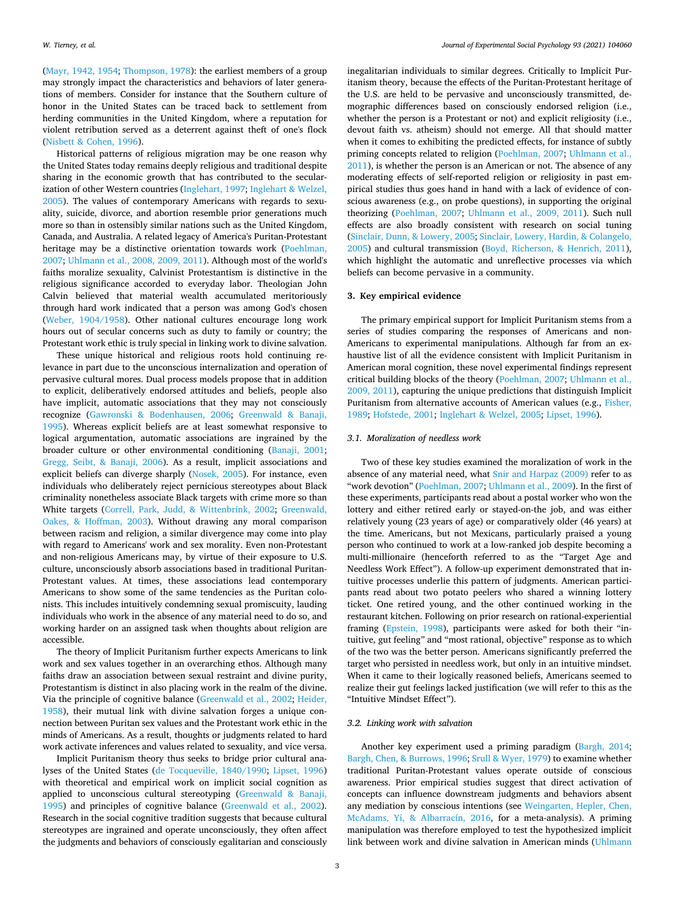(Mayr, 1942, 1954; Thompson, 1978): the earliest members of a group may strongly impact the characteristics and behaviors of later generations of members. Consider for instance that the Southern culture of honor in the United States can be traced back to settlement from herding communities in the United Kingdom, where a reputation for violent retribution served as a deterrent against theft of one's flock (Nisbett & Cohen, 1996).

Historical patterns of religious migration may be one reason why the United States today remains deeply religious and traditional despite sharing in the economic growth that has contributed to the secularization of other Western countries (Inglehart, 1997; Inglehart & Welzel, 2005). The values of contemporary Americans with regards to sexuality, suicide, divorce, and abortion resemble prior generations much more so than in ostensibly similar nations such as the United Kingdom, Canada, and Australia. A related legacy of America's Puritan-Protestant heritage may be a distinctive orientation towards work (Poehlman, 2007; Uhlmann et al., 2008, 2009, 2011). Although most of the world's faiths moralize sexuality, Calvinist Protestantism is distinctive in the religious significance accorded to everyday labor. Theologian John Calvin believed that material wealth accumulated meritoriously through hard work indicated that a person was among God's chosen (Weber, 1904/1958). Other national cultures encourage long work hours out of secular concerns such as duty to family or country; the Protestant work ethic is truly special in linking work to divine salvation.

These unique historical and religious roots hold continuing relevance in part due to the unconscious internalization and operation of pervasive cultural mores. Dual process models propose that in addition to explicit, deliberatively endorsed attitudes and beliefs, people also have implicit, automatic associations that they may not consciously recognize (Gawronski & Bodenhausen, 2006; Greenwald & Banaji, 1995). Whereas explicit beliefs are at least somewhat responsive to logical argumentation, automatic associations are ingrained by the broader culture or other environmental conditioning (Banaji, 2001; Gregg, Seibt, & Banaji, 2006). As a result, implicit associations and explicit beliefs can diverge sharply (Nosek, 2005). For instance, even individuals who deliberately reject pernicious stereotypes about Black criminality nonetheless associate Black targets with crime more so than White targets (Correll, Park, Judd, & Wittenbrink, 2002; Greenwald, Oakes, & Hoffman, 2003). Without drawing any moral comparison between racism and religion, a similar divergence may come into play with regard to Americans' work and sex morality. Even non-Protestant and non-religious Americans may, by virtue of their exposure to U.S. culture, unconsciously absorb associations based in traditional Puritan-Protestant values. At times, these associations lead contemporary Americans to show some of the same tendencies as the Puritan colonists. This includes intuitively condemning sexual promiscuity, lauding individuals who work in the absence of any material need to do so, and working harder on an assigned task when thoughts about religion are accessible.

The theory of Implicit Puritanism further expects Americans to link work and sex values together in an overarching ethos. Although many faiths draw an association between sexual restraint and divine purity, Protestantism is distinct in also placing work in the realm of the divine. Via the principle of cognitive balance (Greenwald et al., 2002; Heider, 1958), their mutual link with divine salvation forges a unique connection between Puritan sex values and the Protestant work ethic in the minds of Americans. As a result, thoughts or judgments related to hard work activate inferences and values related to sexuality, and vice versa.

Implicit Puritanism theory thus seeks to bridge prior cultural analyses of the United States (de Tocqueville, 1840/1990; Lipset, 1996) with theoretical and empirical work on implicit social cognition as applied to unconscious cultural stereotyping (Greenwald & Banaji, 1995) and principles of cognitive balance (Greenwald et al., 2002). Research in the social cognitive tradition suggests that because cultural stereotypes are ingrained and operate unconsciously, they often affect the judgments and behaviors of consciously egalitarian and consciously inegalitarian individuals to similar degrees. Critically to Implicit Puritanism theory, because the effects of the Puritan-Protestant heritage of the U.S. are held to be pervasive and unconsciously transmitted, demographic differences based on consciously endorsed religion (i.e., whether the person is a Protestant or not) and explicit religiosity (i.e., devout faith vs. atheism) should not emerge. All that should matter when it comes to exhibiting the predicted effects, for instance of subtly priming concepts related to religion (Poehlman, 2007; Uhlmann et al., 2011), is whether the person is an American or not. The absence of any moderating effects of self-reported religion or religiosity in past empirical studies thus goes hand in hand with a lack of evidence of conscious awareness (e.g., on probe questions), in supporting the original theorizing (Poehlman, 2007; Uhlmann et al., 2009, 2011). Such null effects are also broadly consistent with research on social tuning (Sinclair, Dunn, & Lowery, 2005; Sinclair, Lowery, Hardin, & Colangelo, 2005) and cultural transmission (Boyd, Richerson, & Henrich, 2011), which highlight the automatic and unreflective processes via which beliefs can become pervasive in a community.

## 3. Key empirical evidence

The primary empirical support for Implicit Puritanism stems from a series of studies comparing the responses of Americans and non-Americans to experimental manipulations. Although far from an exhaustive list of all the evidence consistent with Implicit Puritanism in American moral cognition, these novel experimental findings represent critical building blocks of the theory (Poehlman, 2007; Uhlmann et al., 2009, 2011), capturing the unique predictions that distinguish Implicit Puritanism from alternative accounts of American values (e.g., Fisher, 1989; Hofstede, 2001; Inglehart & Welzel, 2005; Lipset, 1996).

### 3.1. Moralization of needless work

Two of these key studies examined the moralization of work in the absence of any material need, what Snir and Harpaz (2009) refer to as "work devotion" (Poehlman, 2007; Uhlmann et al., 2009). In the first of these experiments, participants read about a postal worker who won the lottery and either retired early or stayed-on-the job, and was either relatively young (23 years of age) or comparatively older (46 years) at the time. Americans, but not Mexicans, particularly praised a young person who continued to work at a low-ranked job despite becoming a multi-millionaire (henceforth referred to as the "Target Age and Needless Work Effect"). A follow-up experiment demonstrated that intuitive processes underlie this pattern of judgments. American participants read about two potato peelers who shared a winning lottery ticket. One retired young, and the other continued working in the restaurant kitchen. Following on prior research on rational-experiential framing (Epstein, 1998), participants were asked for both their "intuitive, gut feeling" and "most rational, objective" response as to which of the two was the better person. Americans significantly preferred the target who persisted in needless work, but only in an intuitive mindset. When it came to their logically reasoned beliefs, Americans seemed to realize their gut feelings lacked justification (we will refer to this as the "Intuitive Mindset Effect").

### 3.2. Linking work with salvation

Another key experiment used a priming paradigm (Bargh, 2014; Bargh, Chen, & Burrows, 1996; Srull & Wyer, 1979) to examine whether traditional Puritan-Protestant values operate outside of conscious awareness. Prior empirical studies suggest that direct activation of concepts can influence downstream judgments and behaviors absent any mediation by conscious intentions (see Weingarten, Hepler, Chen, McAdams, Yi, & Albarracín, 2016, for a meta-analysis). A priming manipulation was therefore employed to test the hypothesized implicit link between work and divine salvation in American minds (Uhlmann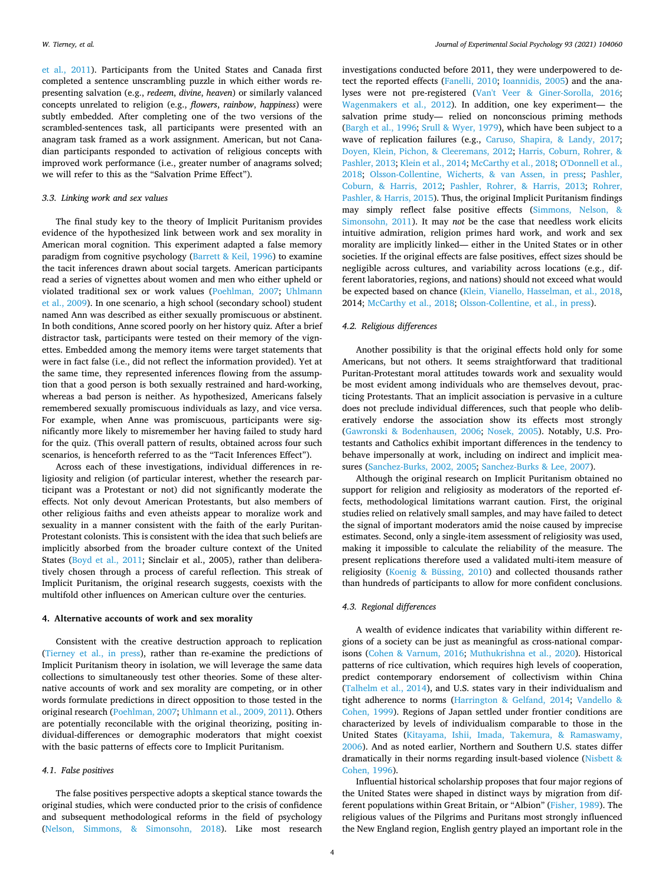et al., 2011). Participants from the United States and Canada first completed a sentence unscrambling puzzle in which either words representing salvation (e.g., *redeem*, *divine*, *heaven*) or similarly valanced concepts unrelated to religion (e.g., *flowers*, *rainbow*, *happiness*) were subtly embedded. After completing one of the two versions of the scrambled-sentences task, all participants were presented with an anagram task framed as a work assignment. American, but not Canadian participants responded to activation of religious concepts with improved work performance (i.e., greater number of anagrams solved; we will refer to this as the "Salvation Prime Effect").

### 3.3. Linking work and sex values

The final study key to the theory of Implicit Puritanism provides evidence of the hypothesized link between work and sex morality in American moral cognition. This experiment adapted a false memory paradigm from cognitive psychology (Barrett & Keil, 1996) to examine the tacit inferences drawn about social targets. American participants read a series of vignettes about women and men who either upheld or violated traditional sex or work values (Poehlman, 2007; Uhlmann et al., 2009). In one scenario, a high school (secondary school) student named Ann was described as either sexually promiscuous or abstinent. In both conditions, Anne scored poorly on her history quiz. After a brief distractor task, participants were tested on their memory of the vignettes. Embedded among the memory items were target statements that were in fact false (i.e., did not reflect the information provided). Yet at the same time, they represented inferences flowing from the assumption that a good person is both sexually restrained and hard-working, whereas a bad person is neither. As hypothesized, Americans falsely remembered sexually promiscuous individuals as lazy, and vice versa. For example, when Anne was promiscuous, participants were significantly more likely to misremember her having failed to study hard for the quiz. (This overall pattern of results, obtained across four such scenarios, is henceforth referred to as the "Tacit Inferences Effect").

Across each of these investigations, individual differences in religiosity and religion (of particular interest, whether the research participant was a Protestant or not) did not significantly moderate the effects. Not only devout American Protestants, but also members of other religious faiths and even atheists appear to moralize work and sexuality in a manner consistent with the faith of the early Puritan-Protestant colonists. This is consistent with the idea that such beliefs are implicitly absorbed from the broader culture context of the United States (Boyd et al., 2011; Sinclair et al., 2005), rather than deliberatively chosen through a process of careful reflection. This streak of Implicit Puritanism, the original research suggests, coexists with the multifold other influences on American culture over the centuries.

## 4. Alternative accounts of work and sex morality

Consistent with the creative destruction approach to replication (Tierney et al., in press), rather than re-examine the predictions of Implicit Puritanism theory in isolation, we will leverage the same data collections to simultaneously test other theories. Some of these alternative accounts of work and sex morality are competing, or in other words formulate predictions in direct opposition to those tested in the original research (Poehlman, 2007; Uhlmann et al., 2009, 2011). Others are potentially reconcilable with the original theorizing, positing individual-differences or demographic moderators that might coexist with the basic patterns of effects core to Implicit Puritanism.

### 4.1. False positives

The false positives perspective adopts a skeptical stance towards the original studies, which were conducted prior to the crisis of confidence and subsequent methodological reforms in the field of psychology (Nelson, Simmons, & Simonsohn, 2018). Like most research investigations conducted before 2011, they were underpowered to detect the reported effects (Fanelli, 2010; Ioannidis, 2005) and the analyses were not pre-registered (Van't Veer & Giner-Sorolla, 2016; Wagenmakers et al., 2012). In addition, one key experiment— the salvation prime study— relied on nonconscious priming methods (Bargh et al., 1996; Srull & Wyer, 1979), which have been subject to a wave of replication failures (e.g., Caruso, Shapira, & Landy, 2017; Doyen, Klein, Pichon, & Cleeremans, 2012; Harris, Coburn, Rohrer, & Pashler, 2013; Klein et al., 2014; McCarthy et al., 2018; O'Donnell et al., 2018; Olsson-Collentine, Wicherts, & van Assen, in press; Pashler, Coburn, & Harris, 2012; Pashler, Rohrer, & Harris, 2013; Rohrer, Pashler, & Harris, 2015). Thus, the original Implicit Puritanism findings may simply reflect false positive effects (Simmons, Nelson, & Simonsohn, 2011). It may *not* be the case that needless work elicits intuitive admiration, religion primes hard work, and work and sex morality are implicitly linked— either in the United States or in other societies. If the original effects are false positives, effect sizes should be negligible across cultures, and variability across locations (e.g., different laboratories, regions, and nations) should not exceed what would be expected based on chance (Klein, Vianello, Hasselman, et al., 2018, 2014; McCarthy et al., 2018; Olsson-Collentine, et al., in press).

### 4.2. Religious differences

Another possibility is that the original effects hold only for some Americans, but not others. It seems straightforward that traditional Puritan-Protestant moral attitudes towards work and sexuality would be most evident among individuals who are themselves devout, practicing Protestants. That an implicit association is pervasive in a culture does not preclude individual differences, such that people who deliberatively endorse the association show its effects most strongly (Gawronski & Bodenhausen, 2006; Nosek, 2005). Notably, U.S. Protestants and Catholics exhibit important differences in the tendency to behave impersonally at work, including on indirect and implicit measures (Sanchez-Burks, 2002, 2005; Sanchez-Burks & Lee, 2007).

Although the original research on Implicit Puritanism obtained no support for religion and religiosity as moderators of the reported effects, methodological limitations warrant caution. First, the original studies relied on relatively small samples, and may have failed to detect the signal of important moderators amid the noise caused by imprecise estimates. Second, only a single-item assessment of religiosity was used, making it impossible to calculate the reliability of the measure. The present replications therefore used a validated multi-item measure of religiosity (Koenig & Büssing, 2010) and collected thousands rather than hundreds of participants to allow for more confident conclusions.

### 4.3. Regional differences

A wealth of evidence indicates that variability within different regions of a society can be just as meaningful as cross-national comparisons (Cohen & Varnum, 2016; Muthukrishna et al., 2020). Historical patterns of rice cultivation, which requires high levels of cooperation, predict contemporary endorsement of collectivism within China (Talhelm et al., 2014), and U.S. states vary in their individualism and tight adherence to norms (Harrington & Gelfand, 2014; Vandello & Cohen, 1999). Regions of Japan settled under frontier conditions are characterized by levels of individualism comparable to those in the United States (Kitayama, Ishii, Imada, Takemura, & Ramaswamy, 2006). And as noted earlier, Northern and Southern U.S. states differ dramatically in their norms regarding insult-based violence (Nisbett & Cohen, 1996).

Influential historical scholarship proposes that four major regions of the United States were shaped in distinct ways by migration from different populations within Great Britain, or "Albion" (Fisher, 1989). The religious values of the Pilgrims and Puritans most strongly influenced the New England region, English gentry played an important role in the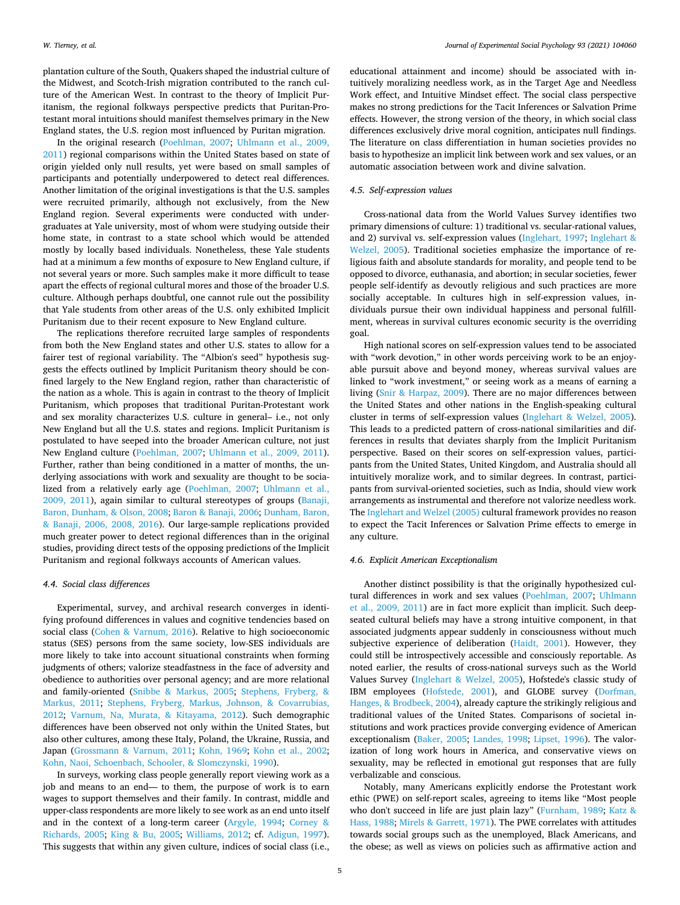plantation culture of the South, Quakers shaped the industrial culture of the Midwest, and Scotch-Irish migration contributed to the ranch culture of the American West. In contrast to the theory of Implicit Puritanism, the regional folkways perspective predicts that Puritan-Protestant moral intuitions should manifest themselves primary in the New England states, the U.S. region most influenced by Puritan migration.

In the original research (Poehlman, 2007; Uhlmann et al., 2009, 2011) regional comparisons within the United States based on state of origin yielded only null results, yet were based on small samples of participants and potentially underpowered to detect real differences. Another limitation of the original investigations is that the U.S. samples were recruited primarily, although not exclusively, from the New England region. Several experiments were conducted with undergraduates at Yale university, most of whom were studying outside their home state, in contrast to a state school which would be attended mostly by locally based individuals. Nonetheless, these Yale students had at a minimum a few months of exposure to New England culture, if not several years or more. Such samples make it more difficult to tease apart the effects of regional cultural mores and those of the broader U.S. culture. Although perhaps doubtful, one cannot rule out the possibility that Yale students from other areas of the U.S. only exhibited Implicit Puritanism due to their recent exposure to New England culture.

The replications therefore recruited large samples of respondents from both the New England states and other U.S. states to allow for a fairer test of regional variability. The "Albion's seed" hypothesis suggests the effects outlined by Implicit Puritanism theory should be confined largely to the New England region, rather than characteristic of the nation as a whole. This is again in contrast to the theory of Implicit Puritanism, which proposes that traditional Puritan-Protestant work and sex morality characterizes U.S. culture in general– i.e., not only New England but all the U.S. states and regions. Implicit Puritanism is postulated to have seeped into the broader American culture, not just New England culture (Poehlman, 2007; Uhlmann et al., 2009, 2011). Further, rather than being conditioned in a matter of months, the underlying associations with work and sexuality are thought to be socialized from a relatively early age (Poehlman, 2007; Uhlmann et al., 2009, 2011), again similar to cultural stereotypes of groups (Banaji, Baron, Dunham, & Olson, 2008; Baron & Banaji, 2006; Dunham, Baron, & Banaji, 2006, 2008, 2016). Our large-sample replications provided much greater power to detect regional differences than in the original studies, providing direct tests of the opposing predictions of the Implicit Puritanism and regional folkways accounts of American values.

### 4.4. Social class differences

Experimental, survey, and archival research converges in identifying profound differences in values and cognitive tendencies based on social class (Cohen & Varnum, 2016). Relative to high socioeconomic status (SES) persons from the same society, low-SES individuals are more likely to take into account situational constraints when forming judgments of others; valorize steadfastness in the face of adversity and obedience to authorities over personal agency; and are more relational and family-oriented (Snibbe & Markus, 2005; Stephens, Fryberg, & Markus, 2011; Stephens, Fryberg, Markus, Johnson, & Covarrubias, 2012; Varnum, Na, Murata, & Kitayama, 2012). Such demographic differences have been observed not only within the United States, but also other cultures, among these Italy, Poland, the Ukraine, Russia, and Japan (Grossmann & Varnum, 2011; Kohn, 1969; Kohn et al., 2002; Kohn, Naoi, Schoenbach, Schooler, & Slomczynski, 1990).

In surveys, working class people generally report viewing work as a job and means to an end— to them, the purpose of work is to earn wages to support themselves and their family. In contrast, middle and upper-class respondents are more likely to see work as an end unto itself and in the context of a long-term career (Argyle, 1994; Corney & Richards, 2005; King & Bu, 2005; Williams, 2012; cf. Adigun, 1997). This suggests that within any given culture, indices of social class (i.e., educational attainment and income) should be associated with intuitively moralizing needless work, as in the Target Age and Needless Work effect, and Intuitive Mindset effect. The social class perspective makes no strong predictions for the Tacit Inferences or Salvation Prime effects. However, the strong version of the theory, in which social class differences exclusively drive moral cognition, anticipates null findings. The literature on class differentiation in human societies provides no basis to hypothesize an implicit link between work and sex values, or an automatic association between work and divine salvation.

### 4.5. Self-expression values

Cross-national data from the World Values Survey identifies two primary dimensions of culture: 1) traditional vs. secular-rational values, and 2) survival vs. self-expression values (Inglehart, 1997; Inglehart & Welzel, 2005). Traditional societies emphasize the importance of religious faith and absolute standards for morality, and people tend to be opposed to divorce, euthanasia, and abortion; in secular societies, fewer people self-identify as devoutly religious and such practices are more socially acceptable. In cultures high in self-expression values, individuals pursue their own individual happiness and personal fulfillment, whereas in survival cultures economic security is the overriding goal.

High national scores on self-expression values tend to be associated with "work devotion," in other words perceiving work to be an enjoyable pursuit above and beyond money, whereas survival values are linked to "work investment," or seeing work as a means of earning a living (Snir & Harpaz, 2009). There are no major differences between the United States and other nations in the English-speaking cultural cluster in terms of self-expression values (Inglehart & Welzel, 2005). This leads to a predicted pattern of cross-national similarities and differences in results that deviates sharply from the Implicit Puritanism perspective. Based on their scores on self-expression values, participants from the United States, United Kingdom, and Australia should all intuitively moralize work, and to similar degrees. In contrast, participants from survival-oriented societies, such as India, should view work arrangements as instrumental and therefore not valorize needless work. The Inglehart and Welzel (2005) cultural framework provides no reason to expect the Tacit Inferences or Salvation Prime effects to emerge in any culture.

### 4.6. Explicit American Exceptionalism

Another distinct possibility is that the originally hypothesized cultural differences in work and sex values (Poehlman, 2007; Uhlmann et al., 2009, 2011) are in fact more explicit than implicit. Such deep-seated cultural beliefs may have a strong intuitive component, in that associated judgments appear suddenly in consciousness without much subjective experience of deliberation (Haidt, 2001). However, they could still be introspectively accessible and consciously reportable. As noted earlier, the results of cross-national surveys such as the World Values Survey (Inglehart & Welzel, 2005), Hofstede's classic study of IBM employees (Hofstede, 2001), and GLOBE survey (Dorfman, Hanges, & Brodbeck, 2004), already capture the strikingly religious and traditional values of the United States. Comparisons of societal institutions and work practices provide converging evidence of American exceptionalism (Baker, 2005; Landes, 1998; Lipset, 1996). The valorization of long work hours in America, and conservative views on sexuality, may be reflected in emotional gut responses that are fully verbalizable and conscious.

Notably, many Americans explicitly endorse the Protestant work ethic (PWE) on self-report scales, agreeing to items like "Most people who don't succeed in life are just plain lazy" (Furnham, 1989; Katz & Hass, 1988; Mirels & Garrett, 1971). The PWE correlates with attitudes towards social groups such as the unemployed, Black Americans, and the obese; as well as views on policies such as affirmative action and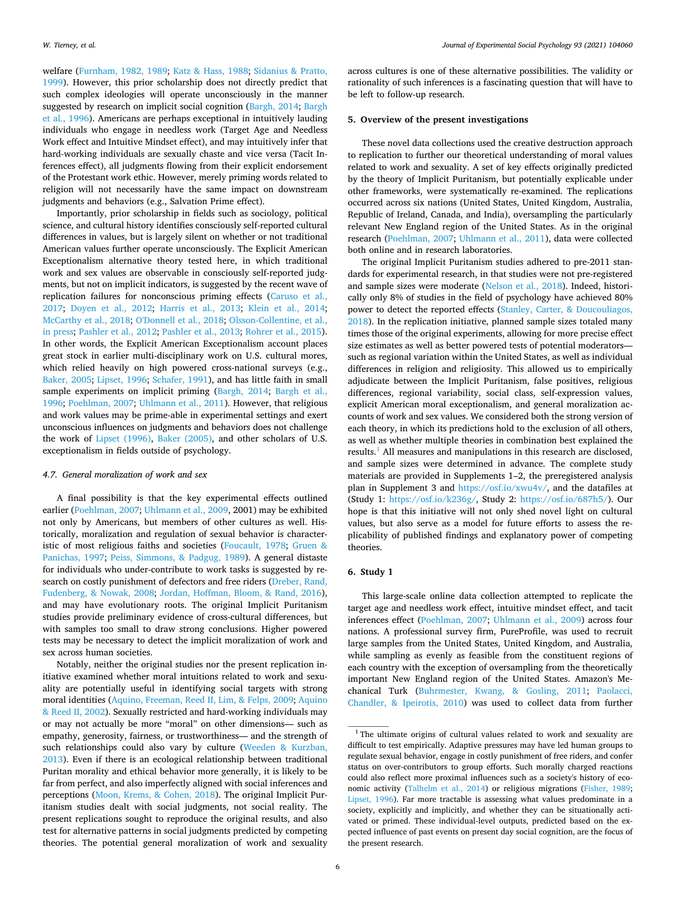welfare (Furnham, 1982, 1989; Katz & Hass, 1988; Sidanius & Pratto, 1999). However, this prior scholarship does not directly predict that such complex ideologies will operate unconsciously in the manner suggested by research on implicit social cognition (Bargh, 2014; Bargh et al., 1996). Americans are perhaps exceptional in intuitively lauding individuals who engage in needless work (Target Age and Needless Work effect and Intuitive Mindset effect), and may intuitively infer that hard-working individuals are sexually chaste and vice versa (Tacit Inferences effect), all judgments flowing from their explicit endorsement of the Protestant work ethic. However, merely priming words related to religion will not necessarily have the same impact on downstream judgments and behaviors (e.g., Salvation Prime effect).

Importantly, prior scholarship in fields such as sociology, political science, and cultural history identifies consciously self-reported cultural differences in values, but is largely silent on whether or not traditional American values further operate unconsciously. The Explicit American Exceptionalism alternative theory tested here, in which traditional work and sex values are observable in consciously self-reported judgments, but not on implicit indicators, is suggested by the recent wave of replication failures for nonconscious priming effects (Caruso et al., 2017; Doyen et al., 2012; Harris et al., 2013; Klein et al., 2014; McCarthy et al., 2018; O'Donnell et al., 2018; Olsson-Collentine, et al., in press; Pashler et al., 2012; Pashler et al., 2013; Rohrer et al., 2015). In other words, the Explicit American Exceptionalism account places great stock in earlier multi-disciplinary work on U.S. cultural mores, which relied heavily on high powered cross-national surveys (e.g., Baker, 2005; Lipset, 1996; Schafer, 1991), and has little faith in small sample experiments on implicit priming (Bargh, 2014; Bargh et al., 1996; Poehlman, 2007; Uhlmann et al., 2011). However, that religious and work values may be prime-able in experimental settings and exert unconscious influences on judgments and behaviors does not challenge the work of Lipset (1996), Baker (2005), and other scholars of U.S. exceptionalism in fields outside of psychology.

### 4.7. General moralization of work and sex

A final possibility is that the key experimental effects outlined earlier (Poehlman, 2007; Uhlmann et al., 2009, 2001) may be exhibited not only by Americans, but members of other cultures as well. Historically, moralization and regulation of sexual behavior is characteristic of most religious faiths and societies (Foucault, 1978; Gruen & Panichas, 1997; Peiss, Simmons, & Padgug, 1989). A general distaste for individuals who under-contribute to work tasks is suggested by research on costly punishment of defectors and free riders (Dreber, Rand, Fudenberg, & Nowak, 2008; Jordan, Hoffman, Bloom, & Rand, 2016), and may have evolutionary roots. The original Implicit Puritanism studies provide preliminary evidence of cross-cultural differences, but with samples too small to draw strong conclusions. Higher powered tests may be necessary to detect the implicit moralization of work and sex across human societies.

Notably, neither the original studies nor the present replication initiative examined whether moral intuitions related to work and sexuality are potentially useful in identifying social targets with strong moral identities (Aquino, Freeman, Reed II, Lim, & Felps, 2009; Aquino & Reed II, 2002). Sexually restricted and hard-working individuals may or may not actually be more "moral" on other dimensions— such as empathy, generosity, fairness, or trustworthiness— and the strength of such relationships could also vary by culture (Weeden & Kurzban, 2013). Even if there is an ecological relationship between traditional Puritan morality and ethical behavior more generally, it is likely to be far from perfect, and also imperfectly aligned with social inferences and perceptions (Moon, Krems, & Cohen, 2018). The original Implicit Puritanism studies dealt with social judgments, not social reality. The present replications sought to reproduce the original results, and also test for alternative patterns in social judgments predicted by competing theories. The potential general moralization of work and sexuality across cultures is one of these alternative possibilities. The validity or rationality of such inferences is a fascinating question that will have to be left to follow-up research.

## 5. Overview of the present investigations

These novel data collections used the creative destruction approach to replication to further our theoretical understanding of moral values related to work and sexuality. A set of key effects originally predicted by the theory of Implicit Puritanism, but potentially explicable under other frameworks, were systematically re-examined. The replications occurred across six nations (United States, United Kingdom, Australia, Republic of Ireland, Canada, and India), oversampling the particularly relevant New England region of the United States. As in the original research (Poehlman, 2007; Uhlmann et al., 2011), data were collected both online and in research laboratories.

The original Implicit Puritanism studies adhered to pre-2011 standards for experimental research, in that studies were not pre-registered and sample sizes were moderate (Nelson et al., 2018). Indeed, historically only 8% of studies in the field of psychology have achieved 80% power to detect the reported effects (Stanley, Carter, & Doucouliagos, 2018). In the replication initiative, planned sample sizes totaled many times those of the original experiments, allowing for more precise effect size estimates as well as better powered tests of potential moderators— such as regional variation within the United States, as well as individual differences in religion and religiosity. This allowed us to empirically adjudicate between the Implicit Puritanism, false positives, religious differences, regional variability, social class, self-expression values, explicit American moral exceptionalism, and general moralization accounts of work and sex values. We considered both the strong version of each theory, in which its predictions hold to the exclusion of all others, as well as whether multiple theories in combination best explained the results.[1] All measures and manipulations in this research are disclosed, and sample sizes were determined in advance. The complete study materials are provided in Supplements 1–2, the preregistered analysis plan in Supplement 3 and https://osf.io/xwu4v/, and the datafiles at (Study 1: https://osf.io/k236g/, Study 2: https://osf.io/687h5/). Our hope is that this initiative will not only shed novel light on cultural values, but also serve as a model for future efforts to assess the replicability of published findings and explanatory power of competing theories.

## 6. Study 1

This large-scale online data collection attempted to replicate the target age and needless work effect, intuitive mindset effect, and tacit inferences effect (Poehlman, 2007; Uhlmann et al., 2009) across four nations. A professional survey firm, PureProfile, was used to recruit large samples from the United States, United Kingdom, and Australia, while sampling as evenly as feasible from the constituent regions of each country with the exception of oversampling from the theoretically important New England region of the United States. Amazon's Mechanical Turk (Buhrmester, Kwang, & Gosling, 2011; Paolacci, Chandler, & Ipeirotis, 2010) was used to collect data from further

[1] The ultimate origins of cultural values related to work and sexuality are difficult to test empirically. Adaptive pressures may have led human groups to regulate sexual behavior, engage in costly punishment of free riders, and confer status on over-contributors to group efforts. Such morally charged reactions could also reflect more proximal influences such as a society's history of economic activity (Talhelm et al., 2014) or religious migrations (Fisher, 1989; Lipset, 1996). Far more tractable is assessing what values predominate in a society, explicitly and implicitly, and whether they can be situationally activated or primed. These individual-level outputs, predicted based on the expected influence of past events on present day social cognition, are the focus of the present research.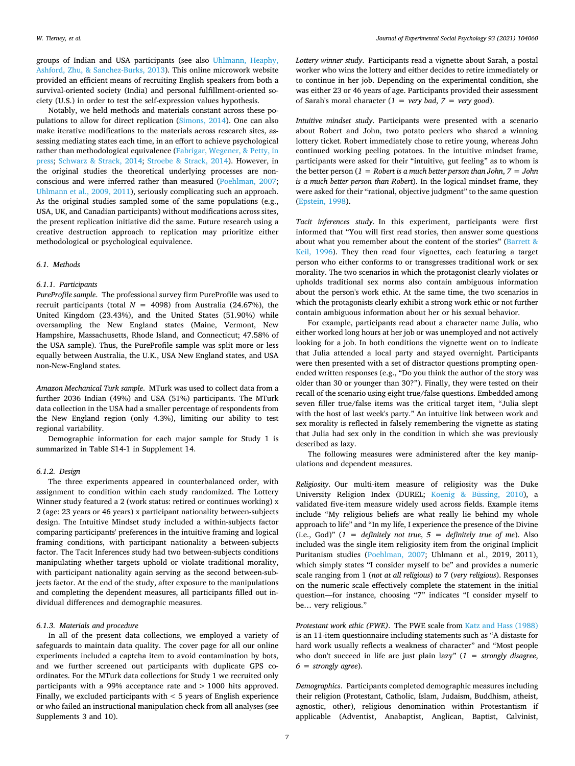groups of Indian and USA participants (see also Uhlmann, Heaphy, Ashford, Zhu, & Sanchez-Burks, 2013). This online microwork website provided an efficient means of recruiting English speakers from both a survival-oriented society (India) and personal fulfillment-oriented society (U.S.) in order to test the self-expression values hypothesis.

Notably, we held methods and materials constant across these populations to allow for direct replication (Simons, 2014). One can also make iterative modifications to the materials across research sites, assessing mediating states each time, in an effort to achieve psychological rather than methodological equivalence (Fabrigar, Wegener, & Petty, in press; Schwarz & Strack, 2014; Stroebe & Strack, 2014). However, in the original studies the theoretical underlying processes are nonconscious and were inferred rather than measured (Poehlman, 2007; Uhlmann et al., 2009, 2011), seriously complicating such an approach. As the original studies sampled some of the same populations (e.g., USA, UK, and Canadian participants) without modifications across sites, the present replication initiative did the same. Future research using a creative destruction approach to replication may prioritize either methodological or psychological equivalence.

### 6.1. Methods

#### 6.1.1. Participants

*PureProfile sample*. The professional survey firm PureProfile was used to recruit participants (total $N = 4098$) from Australia (24.67%), the United Kingdom (23.43%), and the United States (51.90%) while oversampling the New England states (Maine, Vermont, New Hampshire, Massachusetts, Rhode Island, and Connecticut; 47.58% of the USA sample). Thus, the PureProfile sample was split more or less equally between Australia, the U.K., USA New England states, and USA non-New-England states.

*Amazon Mechanical Turk sample*. MTurk was used to collect data from a further 2036 Indian (49%) and USA (51%) participants. The MTurk data collection in the USA had a smaller percentage of respondents from the New England region (only 4.3%), limiting our ability to test regional variability.

Demographic information for each major sample for Study 1 is summarized in Table S14-1 in Supplement 14.

#### 6.1.2. Design

The three experiments appeared in counterbalanced order, with assignment to condition within each study randomized. The Lottery Winner study featured a 2 (work status: retired or continues working) x 2 (age: 23 years or 46 years) x participant nationality between-subjects design. The Intuitive Mindset study included a within-subjects factor comparing participants' preferences in the intuitive framing and logical framing conditions, with participant nationality a between-subjects factor. The Tacit Inferences study had two between-subjects conditions manipulating whether targets uphold or violate traditional morality, with participant nationality again serving as the second between-subjects factor. At the end of the study, after exposure to the manipulations and completing the dependent measures, all participants filled out individual differences and demographic measures.

#### 6.1.3. Materials and procedure

In all of the present data collections, we employed a variety of safeguards to maintain data quality. The cover page for all our online experiments included a captcha item to avoid contamination by bots, and we further screened out participants with duplicate GPS coordinates. For the MTurk data collections for Study 1 we recruited only participants with a 99% acceptance rate and > 1000 hits approved. Finally, we excluded participants with < 5 years of English experience or who failed an instructional manipulation check from all analyses (see Supplements 3 and 10).

*Lottery winner study*. Participants read a vignette about Sarah, a postal worker who wins the lottery and either decides to retire immediately or to continue in her job. Depending on the experimental condition, she was either 23 or 46 years of age. Participants provided their assessment of Sarah's moral character (*1 = very bad*, *7 = very good*).

*Intuitive mindset study*. Participants were presented with a scenario about Robert and John, two potato peelers who shared a winning lottery ticket. Robert immediately chose to retire young, whereas John continued working peeling potatoes. In the intuitive mindset frame, participants were asked for their "intuitive, gut feeling" as to whom is the better person (*1 = Robert is a much better person than John*, *7 = John is a much better person than Robert*). In the logical mindset frame, they were asked for their "rational, objective judgment" to the same question (Epstein, 1998).

*Tacit inferences study*. In this experiment, participants were first informed that "You will first read stories, then answer some questions about what you remember about the content of the stories" (Barrett & Keil, 1996). They then read four vignettes, each featuring a target person who either conforms to or transgresses traditional work or sex morality. The two scenarios in which the protagonist clearly violates or upholds traditional sex norms also contain ambiguous information about the person's work ethic. At the same time, the two scenarios in which the protagonists clearly exhibit a strong work ethic or not further contain ambiguous information about her or his sexual behavior.

For example, participants read about a character name Julia, who either worked long hours at her job or was unemployed and not actively looking for a job. In both conditions the vignette went on to indicate that Julia attended a local party and stayed overnight. Participants were then presented with a set of distractor questions prompting open-ended written responses (e.g., "Do you think the author of the story was older than 30 or younger than 30?"). Finally, they were tested on their recall of the scenario using eight true/false questions. Embedded among seven filler true/false items was the critical target item, "Julia slept with the host of last week's party." An intuitive link between work and sex morality is reflected in falsely remembering the vignette as stating that Julia had sex only in the condition in which she was previously described as lazy.

The following measures were administered after the key manipulations and dependent measures.

*Religiosity*. Our multi-item measure of religiosity was the Duke University Religion Index (DUREL; Koenig & Büssing, 2010), a validated five-item measure widely used across fields. Example items include "My religious beliefs are what really lie behind my whole approach to life" and "In my life, I experience the presence of the Divine (i.e., God)" (*1 = definitely not true*, *5 = definitely true of me*). Also included was the single item religiosity item from the original Implicit Puritanism studies (Poehlman, 2007; Uhlmann et al., 2019, 2011), which simply states "I consider myself to be" and provides a numeric scale ranging from 1 (*not at all religious*) *to* 7 (*very religious*). Responses on the numeric scale effectively complete the statement in the initial question—for instance, choosing "7" indicates "I consider myself to be… very religious."

*Protestant work ethic (PWE)*. The PWE scale from Katz and Hass (1988) is an 11-item questionnaire including statements such as "A distaste for hard work usually reflects a weakness of character" and "Most people who don't succeed in life are just plain lazy" (*1 = strongly disagree*, *6 = strongly agree*).

*Demographics*. Participants completed demographic measures including their religion (Protestant, Catholic, Islam, Judaism, Buddhism, atheist, agnostic, other), religious denomination within Protestantism if applicable (Adventist, Anabaptist, Anglican, Baptist, Calvinist,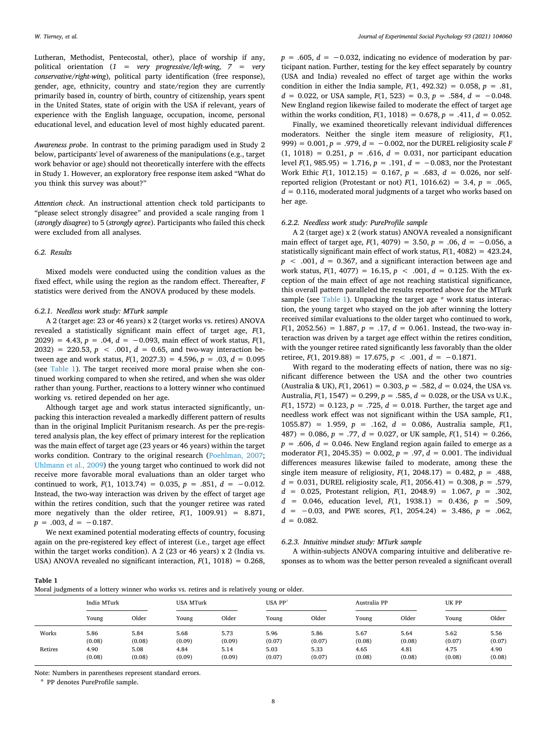Lutheran, Methodist, Pentecostal, other), place of worship if any, political orientation (*1 = very progressive/left-wing, 7 = very conservative/right-wing*), political party identification (free response), gender, age, ethnicity, country and state/region they are currently primarily based in, country of birth, country of citizenship, years spent in the United States, state of origin with the USA if relevant, years of experience with the English language, occupation, income, personal educational level, and education level of most highly educated parent.

*Awareness probe*. In contrast to the priming paradigm used in Study 2 below, participants' level of awareness of the manipulations (e.g., target work behavior or age) should not theoretically interfere with the effects in Study 1. However, an exploratory free response item asked "What do you think this survey was about?"

*Attention check*. An instructional attention check told participants to "please select strongly disagree" and provided a scale ranging from 1 (*strongly disagree*) to 5 (*strongly agree*). Participants who failed this check were excluded from all analyses.

## 6.2. Results

Mixed models were conducted using the condition values as the fixed effect, while using the region as the random effect. Thereafter, $F$ statistics were derived from the ANOVA produced by these models.

### 6.2.1. Needless work study: MTurk sample

A 2 (target age: 23 or 46 years) x 2 (target works vs. retires) ANOVA revealed a statistically significant main effect of target age, $F(1, 2029) = 4.43$, $p = .04$, $d = -0.093$, main effect of work status, $F(1, 2032) = 220.53$, $p < .001$, $d = 0.65$, and two-way interaction between age and work status, $F(1, 2027.3) = 4.596$, $p = .03$, $d = 0.095$ (see Table 1). The target received more moral praise when she continued working compared to when she retired, and when she was older rather than young. Further, reactions to a lottery winner who continued working vs. retired depended on her age.

Although target age and work status interacted significantly, unpacking this interaction revealed a markedly different pattern of results than in the original Implicit Puritanism research. As per the pre-registered analysis plan, the key effect of primary interest for the replication was the main effect of target age (23 years or 46 years) within the target works condition. Contrary to the original research (Poehlman, 2007; Uhlmann et al., 2009) the young target who continued to work did not receive more favorable moral evaluations than an older target who continued to work, $F(1, 1013.74) = 0.035$, $p = .851$, $d = -0.012$. Instead, the two-way interaction was driven by the effect of target age within the retires condition, such that the younger retiree was rated more negatively than the older retiree, $F(1, 1009.91) = 8.871$, $p = .003$, $d = -0.187$.

We next examined potential moderating effects of country, focusing again on the pre-registered key effect of interest (i.e., target age effect within the target works condition). A 2 (23 or 46 years) x 2 (India vs. USA) ANOVA revealed no significant interaction, $F(1, 1018) = 0.268$, $p = .605$, $d = -0.032$, indicating no evidence of moderation by participant nation. Further, testing for the key effect separately by country (USA and India) revealed no effect of target age within the works condition in either the India sample, $F(1, 492.32) = 0.058$, $p = .81$, $d = 0.022$, or USA sample, $F(1, 523) = 0.3$, $p = .584$, $d = -0.048$. New England region likewise failed to moderate the effect of target age within the works condition, $F(1, 1018) = 0.678$, $p = .411$, $d = 0.052$.

Finally, we examined theoretically relevant individual differences moderators. Neither the single item measure of religiosity, $F(1, 999) = 0.001$, $p = .979$, $d = -0.002$, nor the DUREL religiosity scale $F(1, 1018) = 0.251$, $p = .616$, $d = 0.031$, nor participant education level $F(1, 985.95) = 1.716$, $p = .191$, $d = -0.083$, nor the Protestant Work Ethic $F(1, 1012.15) = 0.167$, $p = .683$, $d = 0.026$, nor self-reported religion (Protestant or not) $F(1, 1016.62) = 3.4$, $p = .065$, $d = 0.116$, moderated moral judgments of a target who works based on her age.

### 6.2.2. Needless work study: PureProfile sample

A 2 (target age) x 2 (work status) ANOVA revealed a nonsignificant main effect of target age, $F(1, 4079) = 3.50$, $p = .06$, $d = -0.056$, a statistically significant main effect of work status, $F(1, 4082) = 423.24$, $p < .001$, $d = 0.367$, and a significant interaction between age and work status, $F(1, 4077) = 16.15$, $p < .001$, $d = 0.125$. With the exception of the main effect of age not reaching statistical significance, this overall pattern paralleled the results reported above for the MTurk sample (see Table 1). Unpacking the target age * work status interaction, the young target who stayed on the job after winning the lottery received similar evaluations to the older target who continued to work, $F(1, 2052.56) = 1.887$, $p = .17$, $d = 0.061$. Instead, the two-way interaction was driven by a target age effect within the retires condition, with the younger retiree rated significantly less favorably than the older retiree, $F(1, 2019.88) = 17.675$, $p < .001$, $d = -0.1871$.

With regard to the moderating effects of nation, there was no significant difference between the USA and the other two countries (Australia & UK), $F(1, 2061) = 0.303$, $p = .582$, $d = 0.024$, the USA vs. Australia, $F(1, 1547) = 0.299$, $p = .585$, $d = 0.028$, or the USA vs U.K., $F(1, 1572) = 0.123$, $p = .725$, $d = 0.018$. Further, the target age and needless work effect was not significant within the USA sample, $F(1, 1055.87) = 1.959$, $p = .162$, $d = 0.086$, Australia sample, $F(1, 487) = 0.086$, $p = .77$, $d = 0.027$, or UK sample, $F(1, 514) = 0.266$, $p = .606$, $d = 0.046$. New England region again failed to emerge as a moderator $F(1, 2045.35) = 0.002$, $p = .97$, $d = 0.001$. The individual differences measures likewise failed to moderate, among these the single item measure of religiosity, $F(1, 2048.17) = 0.482$, $p = .488$, $d = 0.031$, DUREL religiosity scale, $F(1, 2056.41) = 0.308$, $p = .579$, $d = 0.025$, Protestant religion, $F(1, 2048.9) = 1.067$, $p = .302$, $d = 0.046$, education level, $F(1, 1938.1) = 0.436$, $p = .509$, $d = -0.03$, and PWE scores, $F(1, 2054.24) = 3.486$, $p = .062$, $d = 0.082$.

### 6.2.3. Intuitive mindset study: MTurk sample

A within-subjects ANOVA comparing intuitive and deliberative responses as to whom was the better person revealed a significant overall

**Table 1**
Moral judgments of a lottery winner who works vs. retires and is relatively young or older.

| | India MTurk | | USA MTurk | | USA PP[a] | | Australia PP | | UK PP | |
|---|---|---|---|---|---|---|---|---|---|---|
| | Young | Older | Young | Older | Young | Older | Young | Older | Young | Older |
| Works | 5.86 (0.08) | 5.84 (0.08) | 5.68 (0.09) | 5.73 (0.09) | 5.96 (0.07) | 5.86 (0.07) | 5.67 (0.08) | 5.64 (0.08) | 5.62 (0.07) | 5.56 (0.07) |
| Retires | 4.90 (0.08) | 5.08 (0.08) | 4.84 (0.09) | 5.14 (0.09) | 5.03 (0.07) | 5.33 (0.07) | 4.65 (0.08) | 4.81 (0.08) | 4.75 (0.08) | 4.90 (0.08) |

Note: Numbers in parentheses represent standard errors.
[a] PP denotes PureProfile sample.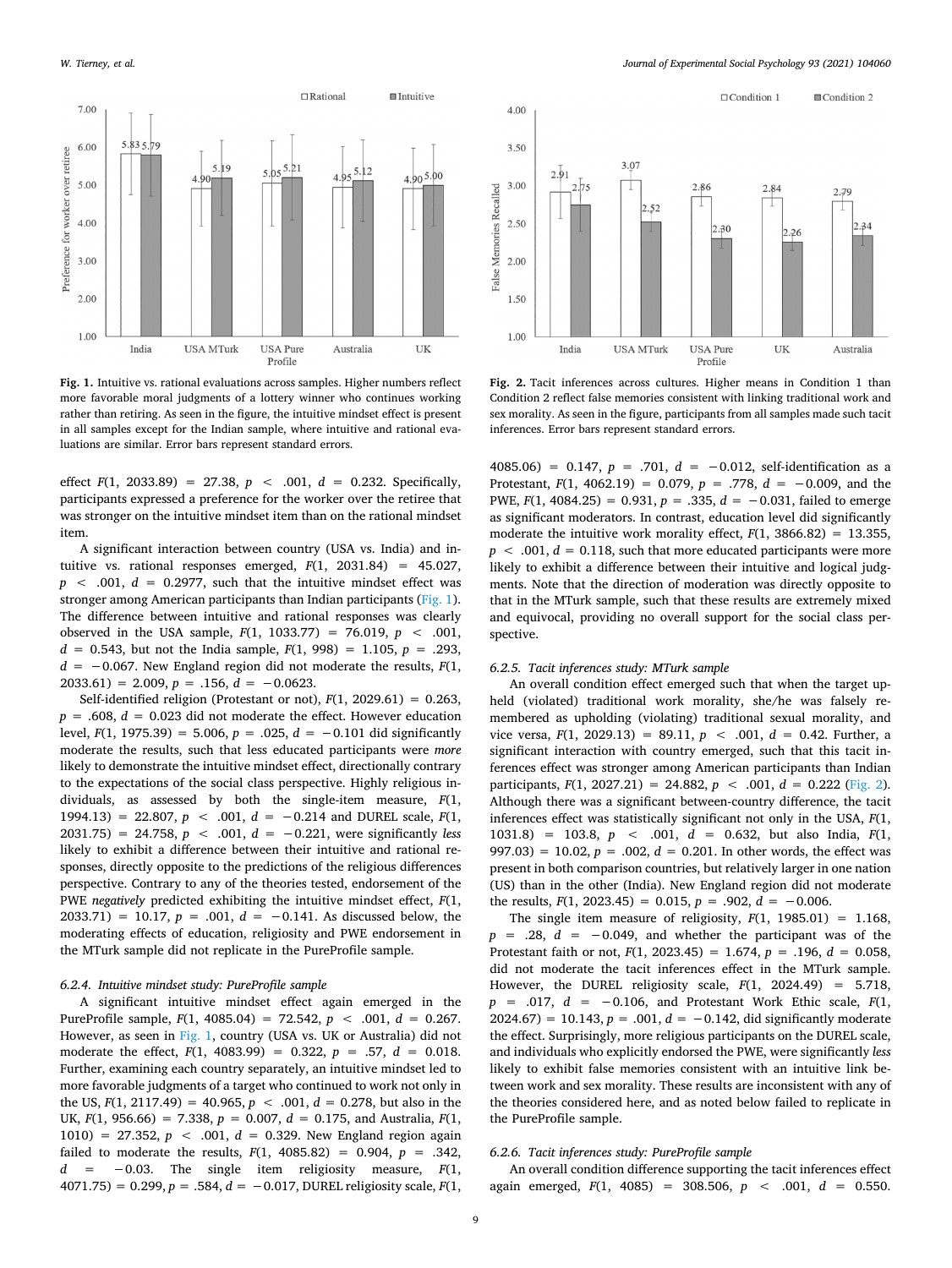**Fig. 1.** Intuitive vs. rational evaluations across samples. Higher numbers reflect more favorable moral judgments of a lottery winner who continues working rather than retiring. As seen in the figure, the intuitive mindset effect is present in all samples except for the Indian sample, where intuitive and rational evaluations are similar. Error bars represent standard errors.

**Fig. 2.** Tacit inferences across cultures. Higher means in Condition 1 than Condition 2 reflect false memories consistent with linking traditional work and sex morality. As seen in the figure, participants from all samples made such tacit inferences. Error bars represent standard errors.

effect $F(1, 2033.89) = 27.38$, $p < .001$, $d = 0.232$. Specifically, participants expressed a preference for the worker over the retiree that was stronger on the intuitive mindset item than on the rational mindset item.

A significant interaction between country (USA vs. India) and intuitive vs. rational responses emerged, $F(1, 2031.84) = 45.027$, $p < .001$, $d = 0.2977$, such that the intuitive mindset effect was stronger among American participants than Indian participants (Fig. 1). The difference between intuitive and rational responses was clearly observed in the USA sample, $F(1, 1033.77) = 76.019$, $p < .001$, $d = 0.543$, but not the India sample, $F(1, 998) = 1.105$, $p = .293$, $d = -0.067$. New England region did not moderate the results, $F(1, 2033.61) = 2.009$, $p = .156$, $d = -0.0623$.

Self-identified religion (Protestant or not), $F(1, 2029.61) = 0.263$, $p = .608$, $d = 0.023$ did not moderate the effect. However education level, $F(1, 1975.39) = 5.006$, $p = .025$, $d = -0.101$ did significantly moderate the results, such that less educated participants were *more* likely to demonstrate the intuitive mindset effect, directionally contrary to the expectations of the social class perspective. Highly religious individuals, as assessed by both the single-item measure, $F(1, 1994.13) = 22.807$, $p < .001$, $d = -0.214$ and DUREL scale, $F(1, 2031.75) = 24.758$, $p < .001$, $d = -0.221$, were significantly *less* likely to exhibit a difference between their intuitive and rational responses, directly opposite to the predictions of the religious differences perspective. Contrary to any of the theories tested, endorsement of the PWE *negatively* predicted exhibiting the intuitive mindset effect, $F(1, 2033.71) = 10.17$, $p = .001$, $d = -0.141$. As discussed below, the moderating effects of education, religiosity and PWE endorsement in the MTurk sample did not replicate in the PureProfile sample.

#### 6.2.4. Intuitive mindset study: PureProfile sample

A significant intuitive mindset effect again emerged in the PureProfile sample, $F(1, 4085.04) = 72.542$, $p < .001$, $d = 0.267$. However, as seen in Fig. 1, country (USA vs. UK or Australia) did not moderate the effect, $F(1, 4083.99) = 0.322$, $p = .57$, $d = 0.018$. Further, examining each country separately, an intuitive mindset led to more favorable judgments of a target who continued to work not only in the US, $F(1, 2117.49) = 40.965$, $p < .001$, $d = 0.278$, but also in the UK, $F(1, 956.66) = 7.338$, $p = 0.007$, $d = 0.175$, and Australia, $F(1, 1010) = 27.352$, $p < .001$, $d = 0.329$. New England region again failed to moderate the results, $F(1, 4085.82) = 0.904$, $p = .342$, $d = -0.03$. The single item religiosity measure, $F(1, 4071.75) = 0.299$, $p = .584$, $d = -0.017$, DUREL religiosity scale, $F(1, 4085.06) = 0.147$, $p = .701$, $d = -0.012$, self-identification as a Protestant, $F(1, 4062.19) = 0.079$, $p = .778$, $d = -0.009$, and the PWE, $F(1, 4084.25) = 0.931$, $p = .335$, $d = -0.031$, failed to emerge as significant moderators. In contrast, education level did significantly moderate the intuitive work morality effect, $F(1, 3866.82) = 13.355$, $p < .001$, $d = 0.118$, such that more educated participants were more likely to exhibit a difference between their intuitive and logical judgments. Note that the direction of moderation was directly opposite to that in the MTurk sample, such that these results are extremely mixed and equivocal, providing no overall support for the social class perspective.

#### 6.2.5. Tacit inferences study: MTurk sample

An overall condition effect emerged such that when the target upheld (violated) traditional work morality, she/he was falsely remembered as upholding (violating) traditional sexual morality, and vice versa, $F(1, 2029.13) = 89.11$, $p < .001$, $d = 0.42$. Further, a significant interaction with country emerged, such that this tacit inferences effect was stronger among American participants than Indian participants, $F(1, 2027.21) = 24.882$, $p < .001$, $d = 0.222$ (Fig. 2). Although there was a significant between-country difference, the tacit inferences effect was statistically significant not only in the USA, $F(1, 1031.8) = 103.8$, $p < .001$, $d = 0.632$, but also India, $F(1, 997.03) = 10.02$, $p = .002$, $d = 0.201$. In other words, the effect was present in both comparison countries, but relatively larger in one nation (US) than in the other (India). New England region did not moderate the results, $F(1, 2023.45) = 0.015$, $p = .902$, $d = -0.006$.

The single item measure of religiosity, $F(1, 1985.01) = 1.168$, $p = .28$, $d = -0.049$, and whether the participant was of the Protestant faith or not, $F(1, 2023.45) = 1.674$, $p = .196$, $d = 0.058$, did not moderate the tacit inferences effect in the MTurk sample. However, the DUREL religiosity scale, $F(1, 2024.49) = 5.718$, $p = .017$, $d = -0.106$, and Protestant Work Ethic scale, $F(1, 2024.67) = 10.143$, $p = .001$, $d = -0.142$, did significantly moderate the effect. Surprisingly, more religious participants on the DUREL scale, and individuals who explicitly endorsed the PWE, were significantly *less* likely to exhibit false memories consistent with an intuitive link between work and sex morality. These results are inconsistent with any of the theories considered here, and as noted below failed to replicate in the PureProfile sample.

#### 6.2.6. Tacit inferences study: PureProfile sample

An overall condition difference supporting the tacit inferences effect again emerged, $F(1, 4085) = 308.506$, $p < .001$, $d = 0.550$.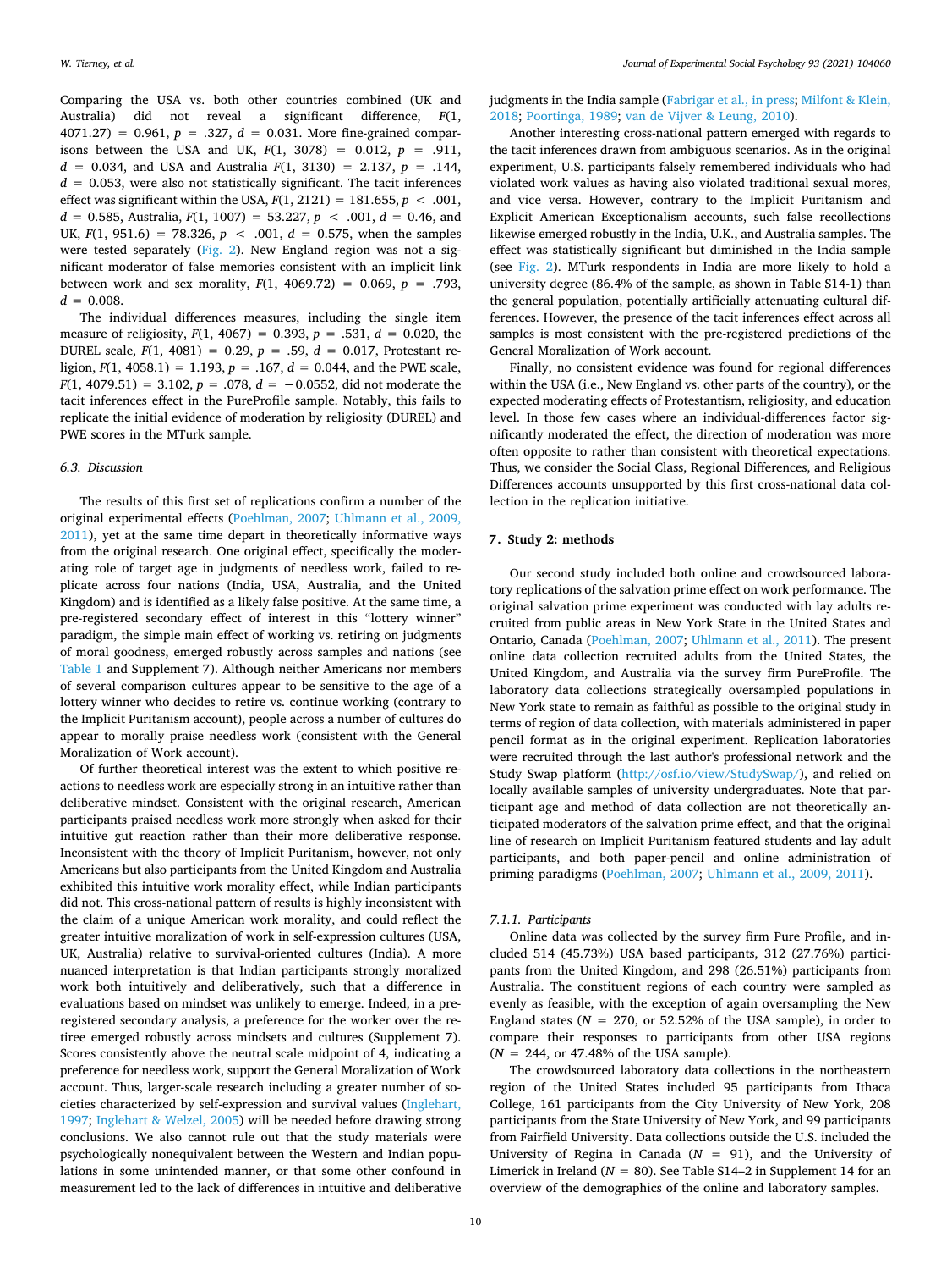Comparing the USA vs. both other countries combined (UK and Australia) did not reveal a significant difference, $F(1, 4071.27) = 0.961$, $p = .327$, $d = 0.031$. More fine-grained comparisons between the USA and UK, $F(1, 3078) = 0.012$, $p = .911$, $d = 0.034$, and USA and Australia $F(1, 3130) = 2.137$, $p = .144$, $d = 0.053$, were also not statistically significant. The tacit inferences effect was significant within the USA, $F(1, 2121) = 181.655$, $p < .001$, $d = 0.585$, Australia, $F(1, 1007) = 53.227$, $p < .001$, $d = 0.46$, and UK, $F(1, 951.6) = 78.326$, $p < .001$, $d = 0.575$, when the samples were tested separately (Fig. 2). New England region was not a significant moderator of false memories consistent with an implicit link between work and sex morality, $F(1, 4069.72) = 0.069$, $p = .793$, $d = 0.008$.

The individual differences measures, including the single item measure of religiosity, $F(1, 4067) = 0.393$, $p = .531$, $d = 0.020$, the DUREL scale, $F(1, 4081) = 0.29$, $p = .59$, $d = 0.017$, Protestant religion, $F(1, 4058.1) = 1.193$, $p = .167$, $d = 0.044$, and the PWE scale, $F(1, 4079.51) = 3.102$, $p = .078$, $d = -0.0552$, did not moderate the tacit inferences effect in the PureProfile sample. Notably, this fails to replicate the initial evidence of moderation by religiosity (DUREL) and PWE scores in the MTurk sample.

### 6.3. Discussion

The results of this first set of replications confirm a number of the original experimental effects (Poehlman, 2007; Uhlmann et al., 2009, 2011), yet at the same time depart in theoretically informative ways from the original research. One original effect, specifically the moderating role of target age in judgments of needless work, failed to replicate across four nations (India, USA, Australia, and the United Kingdom) and is identified as a likely false positive. At the same time, a pre-registered secondary effect of interest in this "lottery winner" paradigm, the simple main effect of working vs. retiring on judgments of moral goodness, emerged robustly across samples and nations (see Table 1 and Supplement 7). Although neither Americans nor members of several comparison cultures appear to be sensitive to the age of a lottery winner who decides to retire vs. continue working (contrary to the Implicit Puritanism account), people across a number of cultures do appear to morally praise needless work (consistent with the General Moralization of Work account).

Of further theoretical interest was the extent to which positive reactions to needless work are especially strong in an intuitive rather than deliberative mindset. Consistent with the original research, American participants praised needless work more strongly when asked for their intuitive gut reaction rather than their more deliberative response. Inconsistent with the theory of Implicit Puritanism, however, not only Americans but also participants from the United Kingdom and Australia exhibited this intuitive work morality effect, while Indian participants did not. This cross-national pattern of results is highly inconsistent with the claim of a unique American work morality, and could reflect the greater intuitive moralization of work in self-expression cultures (USA, UK, Australia) relative to survival-oriented cultures (India). A more nuanced interpretation is that Indian participants strongly moralized work both intuitively and deliberatively, such that a difference in evaluations based on mindset was unlikely to emerge. Indeed, in a pre-registered secondary analysis, a preference for the worker over the retiree emerged robustly across mindsets and cultures (Supplement 7). Scores consistently above the neutral scale midpoint of 4, indicating a preference for needless work, support the General Moralization of Work account. Thus, larger-scale research including a greater number of societies characterized by self-expression and survival values (Inglehart, 1997; Inglehart & Welzel, 2005) will be needed before drawing strong conclusions. We also cannot rule out that the study materials were psychologically nonequivalent between the Western and Indian populations in some unintended manner, or that some other confound in measurement led to the lack of differences in intuitive and deliberative judgments in the India sample (Fabrigar et al., in press; Milfont & Klein, 2018; Poortinga, 1989; van de Vijver & Leung, 2010).

Another interesting cross-national pattern emerged with regards to the tacit inferences drawn from ambiguous scenarios. As in the original experiment, U.S. participants falsely remembered individuals who had violated work values as having also violated traditional sexual mores, and vice versa. However, contrary to the Implicit Puritanism and Explicit American Exceptionalism accounts, such false recollections likewise emerged robustly in the India, U.K., and Australia samples. The effect was statistically significant but diminished in the India sample (see Fig. 2). MTurk respondents in India are more likely to hold a university degree (86.4% of the sample, as shown in Table S14-1) than the general population, potentially artificially attenuating cultural differences. However, the presence of the tacit inferences effect across all samples is most consistent with the pre-registered predictions of the General Moralization of Work account.

Finally, no consistent evidence was found for regional differences within the USA (i.e., New England vs. other parts of the country), or the expected moderating effects of Protestantism, religiosity, and education level. In those few cases where an individual-differences factor significantly moderated the effect, the direction of moderation was more often opposite to rather than consistent with theoretical expectations. Thus, we consider the Social Class, Regional Differences, and Religious Differences accounts unsupported by this first cross-national data collection in the replication initiative.

## 7. Study 2: methods

Our second study included both online and crowdsourced laboratory replications of the salvation prime effect on work performance. The original salvation prime experiment was conducted with lay adults recruited from public areas in New York State in the United States and Ontario, Canada (Poehlman, 2007; Uhlmann et al., 2011). The present online data collection recruited adults from the United States, the United Kingdom, and Australia via the survey firm PureProfile. The laboratory data collections strategically oversampled populations in New York state to remain as faithful as possible to the original study in terms of region of data collection, with materials administered in paper pencil format as in the original experiment. Replication laboratories were recruited through the last author's professional network and the Study Swap platform (http://osf.io/view/StudySwap/), and relied on locally available samples of university undergraduates. Note that participant age and method of data collection are not theoretically anticipated moderators of the salvation prime effect, and that the original line of research on Implicit Puritanism featured students and lay adult participants, and both paper-pencil and online administration of priming paradigms (Poehlman, 2007; Uhlmann et al., 2009, 2011).

#### 7.1.1. Participants

Online data was collected by the survey firm Pure Profile, and included 514 (45.73%) USA based participants, 312 (27.76%) participants from the United Kingdom, and 298 (26.51%) participants from Australia. The constituent regions of each country were sampled as evenly as feasible, with the exception of again oversampling the New England states ($N = 270$, or 52.52% of the USA sample), in order to compare their responses to participants from other USA regions ($N = 244$, or 47.48% of the USA sample).

The crowdsourced laboratory data collections in the northeastern region of the United States included 95 participants from Ithaca College, 161 participants from the City University of New York, 208 participants from the State University of New York, and 99 participants from Fairfield University. Data collections outside the U.S. included the University of Regina in Canada ($N = 91$), and the University of Limerick in Ireland ($N = 80$). See Table S14–2 in Supplement 14 for an overview of the demographics of the online and laboratory samples.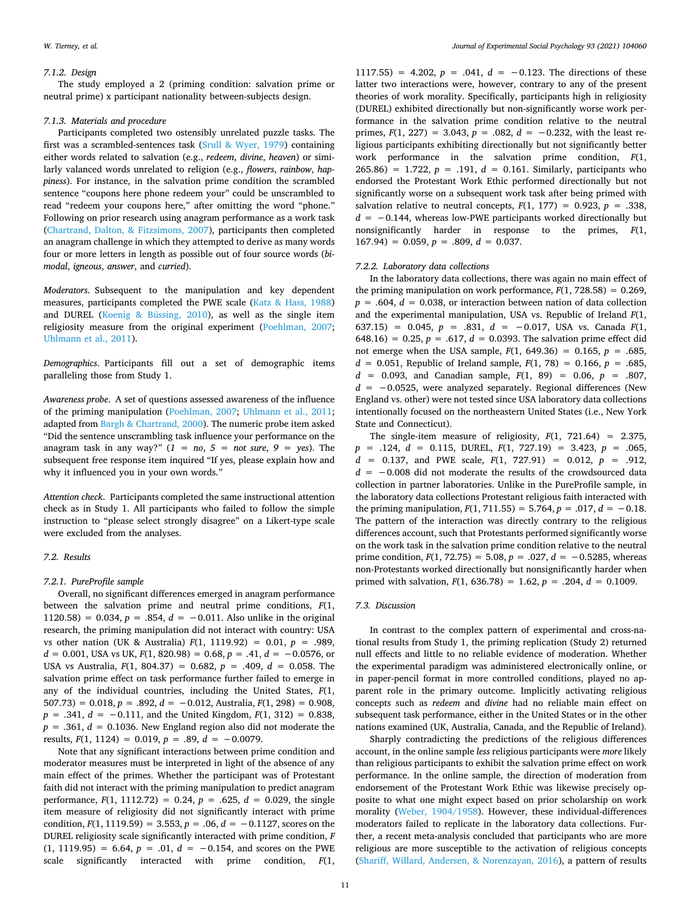#### 7.1.2. Design

The study employed a 2 (priming condition: salvation prime or neutral prime) x participant nationality between-subjects design.

#### 7.1.3. Materials and procedure

Participants completed two ostensibly unrelated puzzle tasks. The first was a scrambled-sentences task (Srull & Wyer, 1979) containing either words related to salvation (e.g., *redeem*, *divine*, *heaven*) or similarly valanced words unrelated to religion (e.g., *flowers*, *rainbow*, *happiness*). For instance, in the salvation prime condition the scrambled sentence "coupons here phone redeem your" could be unscrambled to read "redeem your coupons here," after omitting the word "phone." Following on prior research using anagram performance as a work task (Chartrand, Dalton, & Fitzsimons, 2007), participants then completed an anagram challenge in which they attempted to derive as many words four or more letters in length as possible out of four source words (*bimodal*, *igneous*, *answer*, and *curried*).

*Moderators*. Subsequent to the manipulation and key dependent measures, participants completed the PWE scale (Katz & Hass, 1988) and DUREL (Koenig & Büssing, 2010), as well as the single item religiosity measure from the original experiment (Poehlman, 2007; Uhlmann et al., 2011).

*Demographics*. Participants fill out a set of demographic items paralleling those from Study 1.

*Awareness probe*. A set of questions assessed awareness of the influence of the priming manipulation (Poehlman, 2007; Uhlmann et al., 2011; adapted from Bargh & Chartrand, 2000). The numeric probe item asked "Did the sentence unscrambling task influence your performance on the anagram task in any way?" (*1* = *no*, *5* = *not sure*, *9* = *yes*). The subsequent free response item inquired "If yes, please explain how and why it influenced you in your own words."

*Attention check*. Participants completed the same instructional attention check as in Study 1. All participants who failed to follow the simple instruction to "please select strongly disagree" on a Likert-type scale were excluded from the analyses.

### 7.2. Results

#### 7.2.1. PureProfile sample

Overall, no significant differences emerged in anagram performance between the salvation prime and neutral prime conditions, $F(1, 1120.58) = 0.034$, $p = .854$, $d = -0.011$. Also unlike in the original research, the priming manipulation did not interact with country: USA vs other nation (UK & Australia) $F(1, 1119.92) = 0.01$, $p = .989$, $d = 0.001$, USA vs UK, $F(1, 820.98) = 0.68$, $p = .41$, $d = -0.0576$, or USA vs Australia, $F(1, 804.37) = 0.682$, $p = .409$, $d = 0.058$. The salvation prime effect on task performance further failed to emerge in any of the individual countries, including the United States, $F(1, 507.73) = 0.018$, $p = .892$, $d = -0.012$, Australia, $F(1, 298) = 0.908$, $p = .341$, $d = -0.111$, and the United Kingdom, $F(1, 312) = 0.838$, $p = .361$, $d = 0.1036$. New England region also did not moderate the results, $F(1, 1124) = 0.019$, $p = .89$, $d = -0.0079$.

Note that any significant interactions between prime condition and moderator measures must be interpreted in light of the absence of any main effect of the primes. Whether the participant was of Protestant faith did not interact with the priming manipulation to predict anagram performance, $F(1, 1112.72) = 0.24$, $p = .625$, $d = 0.029$, the single item measure of religiosity did not significantly interact with prime condition, $F(1, 1119.59) = 3.553$, $p = .06$, $d = -0.1127$, scores on the DUREL religiosity scale significantly interacted with prime condition, $F(1, 1119.95) = 6.64$, $p = .01$, $d = -0.154$, and scores on the PWE scale significantly interacted with prime condition, $F(1, 1117.55) = 4.202$, $p = .041$, $d = -0.123$. The directions of these latter two interactions were, however, contrary to any of the present theories of work morality. Specifically, participants high in religiosity (DUREL) exhibited directionally but non-significantly worse work performance in the salvation prime condition relative to the neutral primes, $F(1, 227) = 3.043$, $p = .082$, $d = -0.232$, with the least religious participants exhibiting directionally but not significantly better work performance in the salvation prime condition, $F(1, 265.86) = 1.722$, $p = .191$, $d = 0.161$. Similarly, participants who endorsed the Protestant Work Ethic performed directionally but not significantly worse on a subsequent work task after being primed with salvation relative to neutral concepts, $F(1, 177) = 0.923$, $p = .338$, $d = -0.144$, whereas low-PWE participants worked directionally but nonsignificantly harder in response to the primes, $F(1, 167.94) = 0.059$, $p = .809$, $d = 0.037$.

#### 7.2.2. Laboratory data collections

In the laboratory data collections, there was again no main effect of the priming manipulation on work performance, $F(1, 728.58) = 0.269$, $p = .604$, $d = 0.038$, or interaction between nation of data collection and the experimental manipulation, USA vs. Republic of Ireland $F(1, 637.15) = 0.045$, $p = .831$, $d = -0.017$, USA vs. Canada $F(1, 648.16) = 0.25$, $p = .617$, $d = 0.0393$. The salvation prime effect did not emerge when the USA sample, $F(1, 649.36) = 0.165$, $p = .685$, $d = 0.051$, Republic of Ireland sample, $F(1, 78) = 0.166$, $p = .685$, $d = 0.093$, and Canadian sample, $F(1, 89) = 0.06$, $p = .807$, $d = -0.0525$, were analyzed separately. Regional differences (New England vs. other) were not tested since USA laboratory data collections intentionally focused on the northeastern United States (i.e., New York State and Connecticut).

The single-item measure of religiosity, $F(1, 721.64) = 2.375$, $p = .124$, $d = 0.115$, DUREL, $F(1, 727.19) = 3.423$, $p = .065$, $d = 0.137$, and PWE scale, $F(1, 727.91) = 0.012$, $p = .912$, $d = -0.008$ did not moderate the results of the crowdsourced data collection in partner laboratories. Unlike in the PureProfile sample, in the laboratory data collections Protestant religious faith interacted with the priming manipulation, $F(1, 711.55) = 5.764$, $p = .017$, $d = -0.18$. The pattern of the interaction was directly contrary to the religious differences account, such that Protestants performed significantly worse on the work task in the salvation prime condition relative to the neutral prime condition, $F(1, 72.75) = 5.08$, $p = .027$, $d = -0.5285$, whereas non-Protestants worked directionally but nonsignificantly harder when primed with salvation, $F(1, 636.78) = 1.62$, $p = .204$, $d = 0.1009$.

### 7.3. Discussion

In contrast to the complex pattern of experimental and cross-national results from Study 1, the priming replication (Study 2) returned null effects and little to no reliable evidence of moderation. Whether the experimental paradigm was administered electronically online, or in paper-pencil format in more controlled conditions, played no apparent role in the primary outcome. Implicitly activating religious concepts such as *redeem* and *divine* had no reliable main effect on subsequent task performance, either in the United States or in the other nations examined (UK, Australia, Canada, and the Republic of Ireland).

Sharply contradicting the predictions of the religious differences account, in the online sample *less* religious participants were *more* likely than religious participants to exhibit the salvation prime effect on work performance. In the online sample, the direction of moderation from endorsement of the Protestant Work Ethic was likewise precisely opposite to what one might expect based on prior scholarship on work morality (Weber, 1904/1958). However, these individual-differences moderators failed to replicate in the laboratory data collections. Further, a recent meta-analysis concluded that participants who are more religious are more susceptible to the activation of religious concepts (Shariff, Willard, Andersen, & Norenzayan, 2016), a pattern of results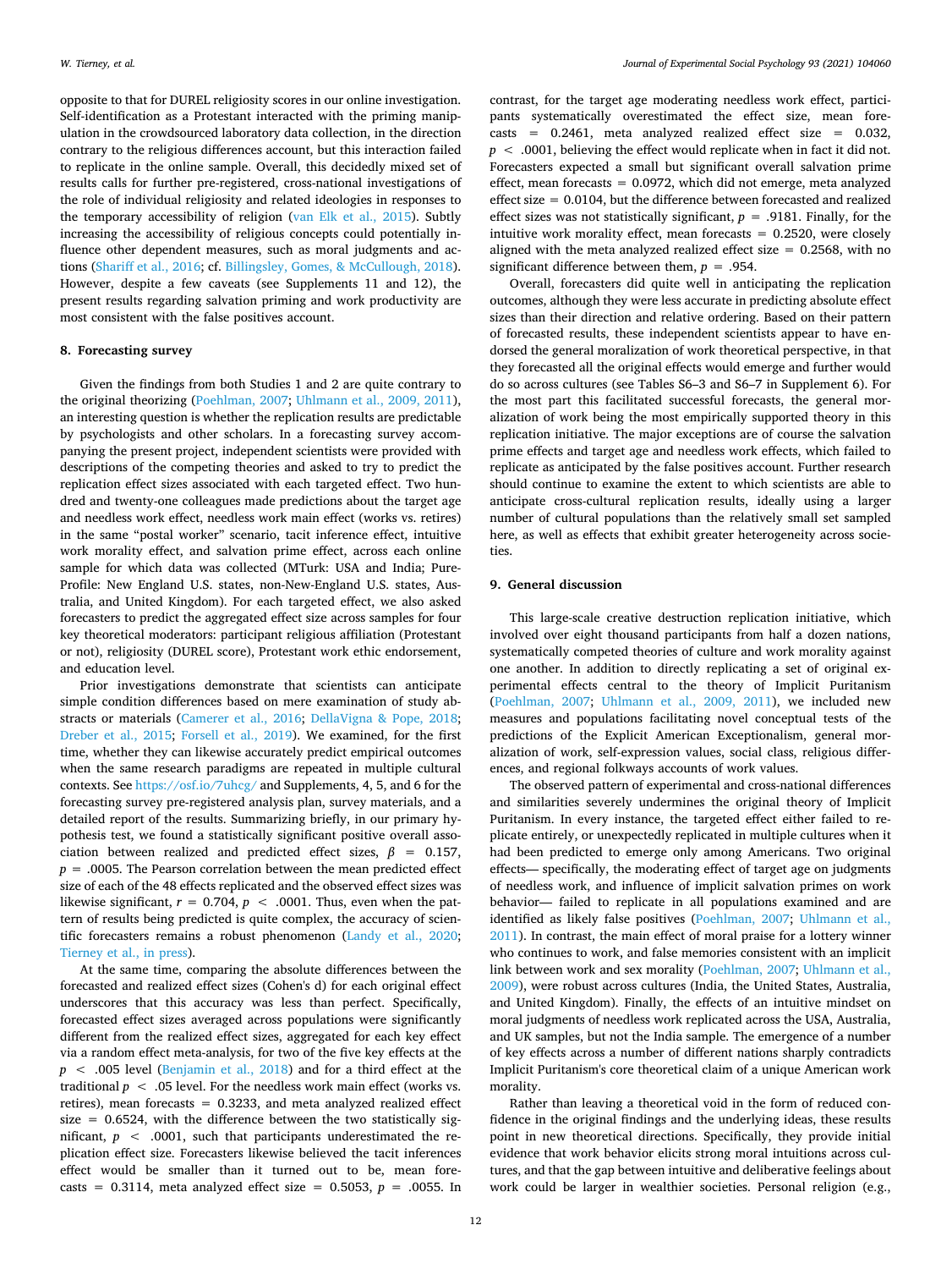opposite to that for DUREL religiosity scores in our online investigation. Self-identification as a Protestant interacted with the priming manipulation in the crowdsourced laboratory data collection, in the direction contrary to the religious differences account, but this interaction failed to replicate in the online sample. Overall, this decidedly mixed set of results calls for further pre-registered, cross-national investigations of the role of individual religiosity and related ideologies in responses to the temporary accessibility of religion (van Elk et al., 2015). Subtly increasing the accessibility of religious concepts could potentially influence other dependent measures, such as moral judgments and actions (Shariff et al., 2016; cf. Billingsley, Gomes, & McCullough, 2018). However, despite a few caveats (see Supplements 11 and 12), the present results regarding salvation priming and work productivity are most consistent with the false positives account.

## 8. Forecasting survey

Given the findings from both Studies 1 and 2 are quite contrary to the original theorizing (Poehlman, 2007; Uhlmann et al., 2009, 2011), an interesting question is whether the replication results are predictable by psychologists and other scholars. In a forecasting survey accompanying the present project, independent scientists were provided with descriptions of the competing theories and asked to try to predict the replication effect sizes associated with each targeted effect. Two hundred and twenty-one colleagues made predictions about the target age and needless work effect, needless work main effect (works vs. retires) in the same "postal worker" scenario, tacit inference effect, intuitive work morality effect, and salvation prime effect, across each online sample for which data was collected (MTurk: USA and India; PureProfile: New England U.S. states, non-New-England U.S. states, Australia, and United Kingdom). For each targeted effect, we also asked forecasters to predict the aggregated effect size across samples for four key theoretical moderators: participant religious affiliation (Protestant or not), religiosity (DUREL score), Protestant work ethic endorsement, and education level.

Prior investigations demonstrate that scientists can anticipate simple condition differences based on mere examination of study abstracts or materials (Camerer et al., 2016; DellaVigna & Pope, 2018; Dreber et al., 2015; Forsell et al., 2019). We examined, for the first time, whether they can likewise accurately predict empirical outcomes when the same research paradigms are repeated in multiple cultural contexts. See https://osf.io/7uhcg/ and Supplements, 4, 5, and 6 for the forecasting survey pre-registered analysis plan, survey materials, and a detailed report of the results. Summarizing briefly, in our primary hypothesis test, we found a statistically significant positive overall association between realized and predicted effect sizes, $\beta = 0.157$, $p = .0005$. The Pearson correlation between the mean predicted effect size of each of the 48 effects replicated and the observed effect sizes was likewise significant, $r = 0.704$, $p < .0001$. Thus, even when the pattern of results being predicted is quite complex, the accuracy of scientific forecasters remains a robust phenomenon (Landy et al., 2020; Tierney et al., in press).

At the same time, comparing the absolute differences between the forecasted and realized effect sizes (Cohen's d) for each original effect underscores that this accuracy was less than perfect. Specifically, forecasted effect sizes averaged across populations were significantly different from the realized effect sizes, aggregated for each key effect via a random effect meta-analysis, for two of the five key effects at the $p < .005$ level (Benjamin et al., 2018) and for a third effect at the traditional $p < .05$ level. For the needless work main effect (works vs. retires), mean forecasts = 0.3233, and meta analyzed realized effect size = 0.6524, with the difference between the two statistically significant, $p < .0001$, such that participants underestimated the replication effect size. Forecasters likewise believed the tacit inferences effect would be smaller than it turned out to be, mean forecasts = 0.3114, meta analyzed effect size = 0.5053, $p = .0055$. In contrast, for the target age moderating needless work effect, participants systematically overestimated the effect size, mean forecasts = 0.2461, meta analyzed realized effect size = 0.032, $p < .0001$, believing the effect would replicate when in fact it did not. Forecasters expected a small but significant overall salvation prime effect, mean forecasts = 0.0972, which did not emerge, meta analyzed effect size = 0.0104, but the difference between forecasted and realized effect sizes was not statistically significant, $p = .9181$. Finally, for the intuitive work morality effect, mean forecasts = 0.2520, were closely aligned with the meta analyzed realized effect size = 0.2568, with no significant difference between them, $p = .954$.

Overall, forecasters did quite well in anticipating the replication outcomes, although they were less accurate in predicting absolute effect sizes than their direction and relative ordering. Based on their pattern of forecasted results, these independent scientists appear to have endorsed the general moralization of work theoretical perspective, in that they forecasted all the original effects would emerge and further would do so across cultures (see Tables S6–3 and S6–7 in Supplement 6). For the most part this facilitated successful forecasts, the general moralization of work being the most empirically supported theory in this replication initiative. The major exceptions are of course the salvation prime effects and target age and needless work effects, which failed to replicate as anticipated by the false positives account. Further research should continue to examine the extent to which scientists are able to anticipate cross-cultural replication results, ideally using a larger number of cultural populations than the relatively small set sampled here, as well as effects that exhibit greater heterogeneity across societies.

## 9. General discussion

This large-scale creative destruction replication initiative, which involved over eight thousand participants from half a dozen nations, systematically competed theories of culture and work morality against one another. In addition to directly replicating a set of original experimental effects central to the theory of Implicit Puritanism (Poehlman, 2007; Uhlmann et al., 2009, 2011), we included new measures and populations facilitating novel conceptual tests of the predictions of the Explicit American Exceptionalism, general moralization of work, self-expression values, social class, religious differences, and regional folkways accounts of work values.

The observed pattern of experimental and cross-national differences and similarities severely undermines the original theory of Implicit Puritanism. In every instance, the targeted effect either failed to replicate entirely, or unexpectedly replicated in multiple cultures when it had been predicted to emerge only among Americans. Two original effects— specifically, the moderating effect of target age on judgments of needless work, and influence of implicit salvation primes on work behavior— failed to replicate in all populations examined and are identified as likely false positives (Poehlman, 2007; Uhlmann et al., 2011). In contrast, the main effect of moral praise for a lottery winner who continues to work, and false memories consistent with an implicit link between work and sex morality (Poehlman, 2007; Uhlmann et al., 2009), were robust across cultures (India, the United States, Australia, and United Kingdom). Finally, the effects of an intuitive mindset on moral judgments of needless work replicated across the USA, Australia, and UK samples, but not the India sample. The emergence of a number of key effects across a number of different nations sharply contradicts Implicit Puritanism's core theoretical claim of a unique American work morality.

Rather than leaving a theoretical void in the form of reduced confidence in the original findings and the underlying ideas, these results point in new theoretical directions. Specifically, they provide initial evidence that work behavior elicits strong moral intuitions across cultures, and that the gap between intuitive and deliberative feelings about work could be larger in wealthier societies. Personal religion (e.g.,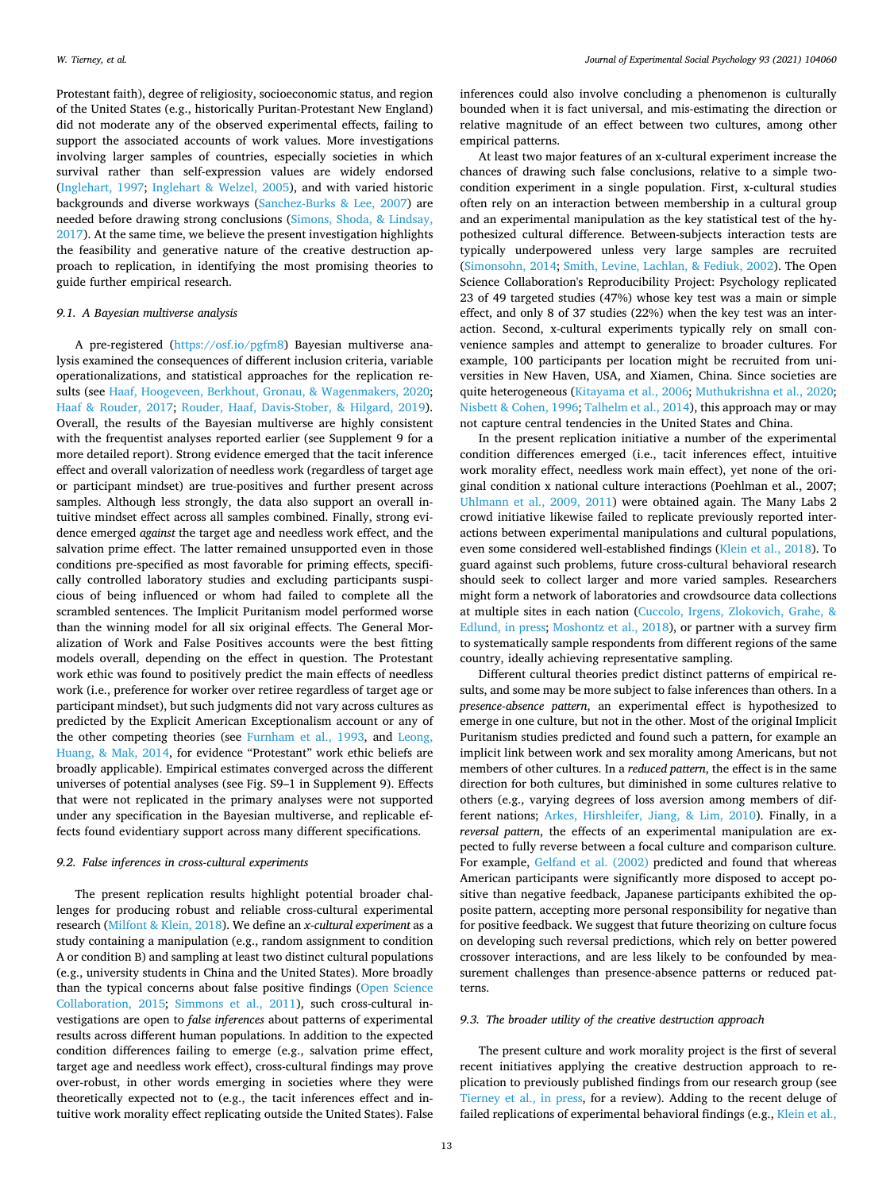Protestant faith), degree of religiosity, socioeconomic status, and region of the United States (e.g., historically Puritan-Protestant New England) did not moderate any of the observed experimental effects, failing to support the associated accounts of work values. More investigations involving larger samples of countries, especially societies in which survival rather than self-expression values are widely endorsed (Inglehart, 1997; Inglehart & Welzel, 2005), and with varied historic backgrounds and diverse workways (Sanchez-Burks & Lee, 2007) are needed before drawing strong conclusions (Simons, Shoda, & Lindsay, 2017). At the same time, we believe the present investigation highlights the feasibility and generative nature of the creative destruction approach to replication, in identifying the most promising theories to guide further empirical research.

### 9.1. A Bayesian multiverse analysis

A pre-registered (https://osf.io/pgfm8) Bayesian multiverse analysis examined the consequences of different inclusion criteria, variable operationalizations, and statistical approaches for the replication results (see Haaf, Hoogeveen, Berkhout, Gronau, & Wagenmakers, 2020; Haaf & Rouder, 2017; Rouder, Haaf, Davis-Stober, & Hilgard, 2019). Overall, the results of the Bayesian multiverse are highly consistent with the frequentist analyses reported earlier (see Supplement 9 for a more detailed report). Strong evidence emerged that the tacit inference effect and overall valorization of needless work (regardless of target age or participant mindset) are true-positives and further present across samples. Although less strongly, the data also support an overall intuitive mindset effect across all samples combined. Finally, strong evidence emerged *against* the target age and needless work effect, and the salvation prime effect. The latter remained unsupported even in those conditions pre-specified as most favorable for priming effects, specifically controlled laboratory studies and excluding participants suspicious of being influenced or whom had failed to complete all the scrambled sentences. The Implicit Puritanism model performed worse than the winning model for all six original effects. The General Moralization of Work and False Positives accounts were the best fitting models overall, depending on the effect in question. The Protestant work ethic was found to positively predict the main effects of needless work (i.e., preference for worker over retiree regardless of target age or participant mindset), but such judgments did not vary across cultures as predicted by the Explicit American Exceptionalism account or any of the other competing theories (see Furnham et al., 1993, and Leong, Huang, & Mak, 2014, for evidence "Protestant" work ethic beliefs are broadly applicable). Empirical estimates converged across the different universes of potential analyses (see Fig. S9–1 in Supplement 9). Effects that were not replicated in the primary analyses were not supported under any specification in the Bayesian multiverse, and replicable effects found evidentiary support across many different specifications.

### 9.2. False inferences in cross-cultural experiments

The present replication results highlight potential broader challenges for producing robust and reliable cross-cultural experimental research (Milfont & Klein, 2018). We define an *x-cultural experiment* as a study containing a manipulation (e.g., random assignment to condition A or condition B) and sampling at least two distinct cultural populations (e.g., university students in China and the United States). More broadly than the typical concerns about false positive findings (Open Science Collaboration, 2015; Simmons et al., 2011), such cross-cultural investigations are open to *false inferences* about patterns of experimental results across different human populations. In addition to the expected condition differences failing to emerge (e.g., salvation prime effect, target age and needless work effect), cross-cultural findings may prove over-robust, in other words emerging in societies where they were theoretically expected not to (e.g., the tacit inferences effect and intuitive work morality effect replicating outside the United States). False inferences could also involve concluding a phenomenon is culturally bounded when it is fact universal, and mis-estimating the direction or relative magnitude of an effect between two cultures, among other empirical patterns.

At least two major features of an x-cultural experiment increase the chances of drawing such false conclusions, relative to a simple two-condition experiment in a single population. First, x-cultural studies often rely on an interaction between membership in a cultural group and an experimental manipulation as the key statistical test of the hypothesized cultural difference. Between-subjects interaction tests are typically underpowered unless very large samples are recruited (Simonsohn, 2014; Smith, Levine, Lachlan, & Fediuk, 2002). The Open Science Collaboration's Reproducibility Project: Psychology replicated 23 of 49 targeted studies (47%) whose key test was a main or simple effect, and only 8 of 37 studies (22%) when the key test was an interaction. Second, x-cultural experiments typically rely on small convenience samples and attempt to generalize to broader cultures. For example, 100 participants per location might be recruited from universities in New Haven, USA, and Xiamen, China. Since societies are quite heterogeneous (Kitayama et al., 2006; Muthukrishna et al., 2020; Nisbett & Cohen, 1996; Talhelm et al., 2014), this approach may or may not capture central tendencies in the United States and China.

In the present replication initiative a number of the experimental condition differences emerged (i.e., tacit inferences effect, intuitive work morality effect, needless work main effect), yet none of the original condition x national culture interactions (Poehlman et al., 2007; Uhlmann et al., 2009, 2011) were obtained again. The Many Labs 2 crowd initiative likewise failed to replicate previously reported interactions between experimental manipulations and cultural populations, even some considered well-established findings (Klein et al., 2018). To guard against such problems, future cross-cultural behavioral research should seek to collect larger and more varied samples. Researchers might form a network of laboratories and crowdsource data collections at multiple sites in each nation (Cuccolo, Irgens, Zlokovich, Grahe, & Edlund, in press; Moshontz et al., 2018), or partner with a survey firm to systematically sample respondents from different regions of the same country, ideally achieving representative sampling.

Different cultural theories predict distinct patterns of empirical results, and some may be more subject to false inferences than others. In a *presence-absence pattern*, an experimental effect is hypothesized to emerge in one culture, but not in the other. Most of the original Implicit Puritanism studies predicted and found such a pattern, for example an implicit link between work and sex morality among Americans, but not members of other cultures. In a *reduced pattern*, the effect is in the same direction for both cultures, but diminished in some cultures relative to others (e.g., varying degrees of loss aversion among members of different nations; Arkes, Hirshleifer, Jiang, & Lim, 2010). Finally, in a *reversal pattern*, the effects of an experimental manipulation are expected to fully reverse between a focal culture and comparison culture. For example, Gelfand et al. (2002) predicted and found that whereas American participants were significantly more disposed to accept positive than negative feedback, Japanese participants exhibited the opposite pattern, accepting more personal responsibility for negative than for positive feedback. We suggest that future theorizing on culture focus on developing such reversal predictions, which rely on better powered crossover interactions, and are less likely to be confounded by measurement challenges than presence-absence patterns or reduced patterns.

### 9.3. The broader utility of the creative destruction approach

The present culture and work morality project is the first of several recent initiatives applying the creative destruction approach to replication to previously published findings from our research group (see Tierney et al., in press, for a review). Adding to the recent deluge of failed replications of experimental behavioral findings (e.g., Klein et al.,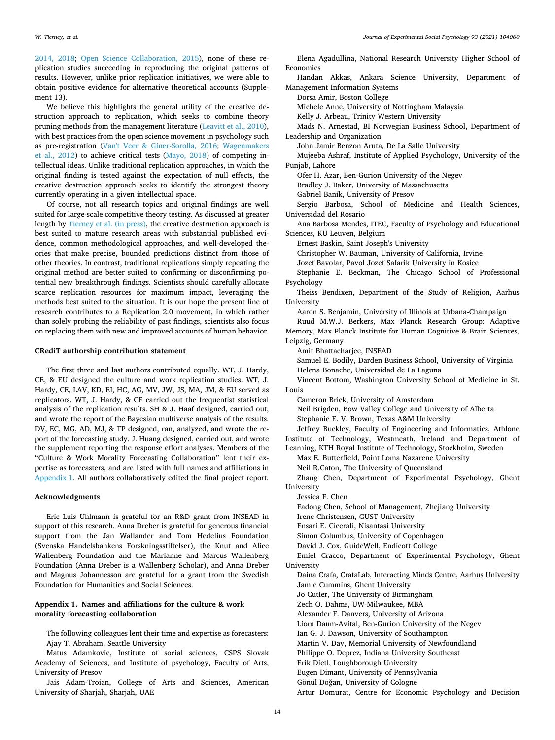2014, 2018; Open Science Collaboration, 2015), none of these replication studies succeeding in reproducing the original patterns of results. However, unlike prior replication initiatives, we were able to obtain positive evidence for alternative theoretical accounts (Supplement 13).

We believe this highlights the general utility of the creative destruction approach to replication, which seeks to combine theory pruning methods from the management literature (Leavitt et al., 2010), with best practices from the open science movement in psychology such as pre-registration (Van't Veer & Giner-Sorolla, 2016; Wagenmakers et al., 2012) to achieve critical tests (Mayo, 2018) of competing intellectual ideas. Unlike traditional replication approaches, in which the original finding is tested against the expectation of null effects, the creative destruction approach seeks to identify the strongest theory currently operating in a given intellectual space.

Of course, not all research topics and original findings are well suited for large-scale competitive theory testing. As discussed at greater length by Tierney et al. (in press), the creative destruction approach is best suited to mature research areas with substantial published evidence, common methodological approaches, and well-developed theories that make precise, bounded predictions distinct from those of other theories. In contrast, traditional replications simply repeating the original method are better suited to confirming or disconfirming potential new breakthrough findings. Scientists should carefully allocate scarce replication resources for maximum impact, leveraging the methods best suited to the situation. It is our hope the present line of research contributes to a Replication 2.0 movement, in which rather than solely probing the reliability of past findings, scientists also focus on replacing them with new and improved accounts of human behavior.

## CRediT authorship contribution statement

The first three and last authors contributed equally. WT, J. Hardy, CE, & EU designed the culture and work replication studies. WT, J. Hardy, CE, LAV, KD, EI, HC, AG, MV, JW, JS, MA, JM, & EU served as replicators. WT, J. Hardy, & CE carried out the frequentist statistical analysis of the replication results. SH & J. Haaf designed, carried out, and wrote the report of the Bayesian multiverse analysis of the results. DV, EC, MG, AD, MJ, & TP designed, ran, analyzed, and wrote the report of the forecasting study. J. Huang designed, carried out, and wrote the supplement reporting the response effort analyses. Members of the "Culture & Work Morality Forecasting Collaboration" lent their expertise as forecasters, and are listed with full names and affiliations in Appendix 1. All authors collaboratively edited the final project report.

## Acknowledgments

Eric Luis Uhlmann is grateful for an R&D grant from INSEAD in support of this research. Anna Dreber is grateful for generous financial support from the Jan Wallander and Tom Hedelius Foundation (Svenska Handelsbankens Forskningsstiftelser), the Knut and Alice Wallenberg Foundation and the Marianne and Marcus Wallenberg Foundation (Anna Dreber is a Wallenberg Scholar), and Anna Dreber and Magnus Johannesson are grateful for a grant from the Swedish Foundation for Humanities and Social Sciences.

## Appendix 1. Names and affiliations for the culture & work morality forecasting collaboration

The following colleagues lent their time and expertise as forecasters:

Ajay T. Abraham, Seattle University

Matus Adamkovic, Institute of social sciences, CSPS Slovak Academy of Sciences, and Institute of psychology, Faculty of Arts, University of Presov

Jais Adam-Troian, College of Arts and Sciences, American University of Sharjah, Sharjah, UAE

Elena Agadullina, National Research University Higher School of Economics

Handan Akkas, Ankara Science University, Department of Management Information Systems

Dorsa Amir, Boston College

Michele Anne, University of Nottingham Malaysia

Kelly J. Arbeau, Trinity Western University

Mads N. Arnestad, BI Norwegian Business School, Department of Leadership and Organization

John Jamir Benzon Aruta, De La Salle University

Mujeeba Ashraf, Institute of Applied Psychology, University of the Punjab, Lahore

Ofer H. Azar, Ben-Gurion University of the Negev

Bradley J. Baker, University of Massachusetts

Gabriel Baník, University of Presov

Sergio Barbosa, School of Medicine and Health Sciences, Universidad del Rosario

Ana Barbosa Mendes, ITEC, Faculty of Psychology and Educational Sciences, KU Leuven, Belgium

Ernest Baskin, Saint Joseph's University

Christopher W. Bauman, University of California, Irvine

Jozef Bavolar, Pavol Jozef Safarik University in Kosice

Stephanie E. Beckman, The Chicago School of Professional Psychology

Theiss Bendixen, Department of the Study of Religion, Aarhus University

Aaron S. Benjamin, University of Illinois at Urbana-Champaign

Ruud M.W.J. Berkers, Max Planck Research Group: Adaptive Memory, Max Planck Institute for Human Cognitive & Brain Sciences, Leipzig, Germany

Amit Bhattacharjee, INSEAD

Samuel E. Bodily, Darden Business School, University of Virginia

Helena Bonache, Universidad de La Laguna

Vincent Bottom, Washington University School of Medicine in St. Louis

Cameron Brick, University of Amsterdam

Neil Brigden, Bow Valley College and University of Alberta

Stephanie E. V. Brown, Texas A&M University

Jeffrey Buckley, Faculty of Engineering and Informatics, Athlone Institute of Technology, Westmeath, Ireland and Department of Learning, KTH Royal Institute of Technology, Stockholm, Sweden

Max E. Butterfield, Point Loma Nazarene University

Neil R.Caton, The University of Queensland

Zhang Chen, Department of Experimental Psychology, Ghent University

Jessica F. Chen

Fadong Chen, School of Management, Zhejiang University

Irene Christensen, GUST University

Ensari E. Cicerali, Nisantasi University

Simon Columbus, University of Copenhagen

David J. Cox, GuideWell, Endicott College

Emiel Cracco, Department of Experimental Psychology, Ghent University

Daina Crafa, CrafaLab, Interacting Minds Centre, Aarhus University

Jamie Cummins, Ghent University

Jo Cutler, The University of Birmingham

Zech O. Dahms, UW-Milwaukee, MBA

Alexander F. Danvers, University of Arizona

Liora Daum-Avital, Ben-Gurion University of the Negev

Ian G. J. Dawson, University of Southampton

Martin V. Day, Memorial University of Newfoundland

Philippe O. Deprez, Indiana University Southeast

Erik Dietl, Loughborough University

Eugen Dimant, University of Pennsylvania

Gönül Doğan, University of Cologne

Artur Domurat, Centre for Economic Psychology and Decision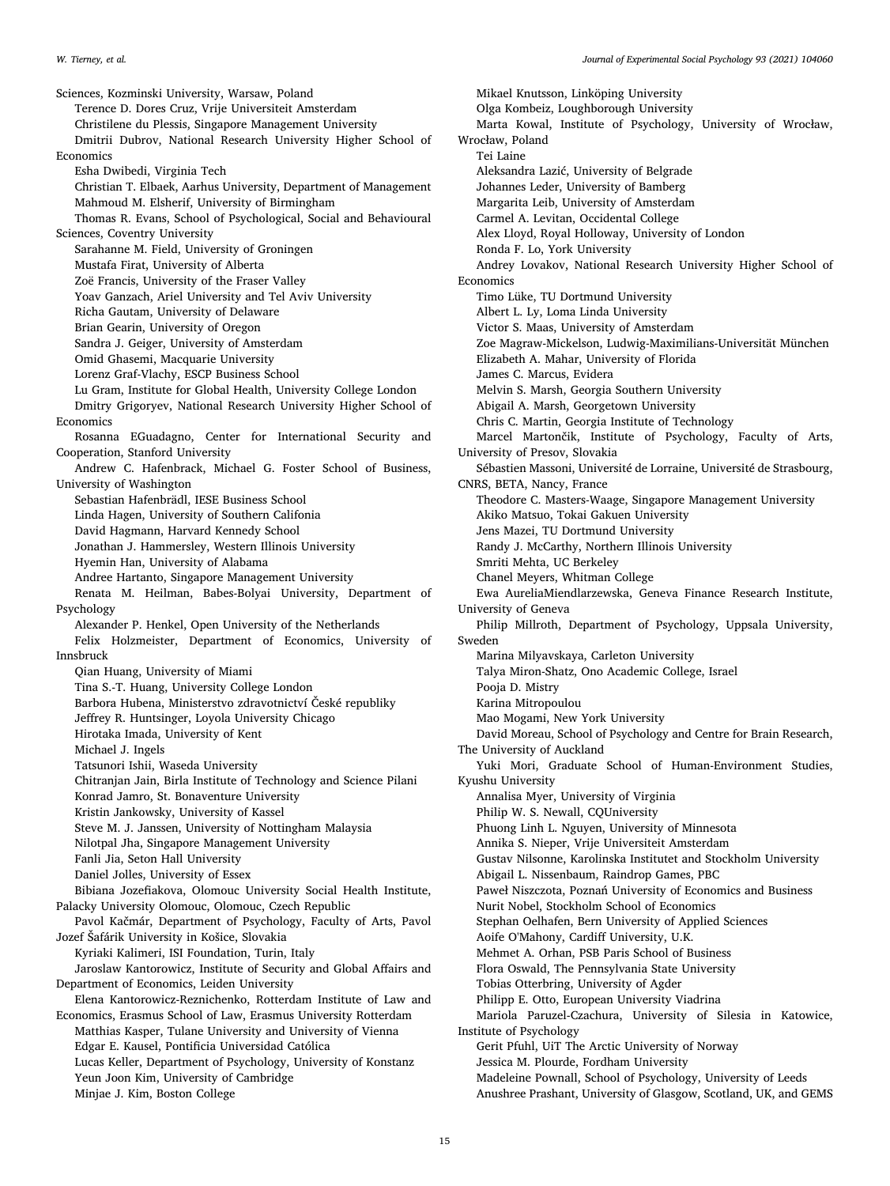Sciences, Kozminski University, Warsaw, Poland
Terence D. Dores Cruz, Vrije Universiteit Amsterdam
Christilene du Plessis, Singapore Management University
Dmitrii Dubrov, National Research University Higher School of Economics
Esha Dwibedi, Virginia Tech
Christian T. Elbaek, Aarhus University, Department of Management
Mahmoud M. Elsherif, University of Birmingham
Thomas R. Evans, School of Psychological, Social and Behavioural Sciences, Coventry University
Sarahanne M. Field, University of Groningen
Mustafa Firat, University of Alberta
Zoë Francis, University of the Fraser Valley
Yoav Ganzach, Ariel University and Tel Aviv University
Richa Gautam, University of Delaware
Brian Gearin, University of Oregon
Sandra J. Geiger, University of Amsterdam
Omid Ghasemi, Macquarie University
Lorenz Graf-Vlachy, ESCP Business School
Lu Gram, Institute for Global Health, University College London
Dmitry Grigoryev, National Research University Higher School of Economics
Rosanna EGuadagno, Center for International Security and Cooperation, Stanford University
Andrew C. Hafenbrack, Michael G. Foster School of Business, University of Washington
Sebastian Hafenbrädl, IESE Business School
Linda Hagen, University of Southern California
David Hagmann, Harvard Kennedy School
Jonathan J. Hammersley, Western Illinois University
Hyemin Han, University of Alabama
Andree Hartanto, Singapore Management University
Renata M. Heilman, Babes-Bolyai University, Department of Psychology
Alexander P. Henkel, Open University of the Netherlands
Felix Holzmeister, Department of Economics, University of Innsbruck
Qian Huang, University of Miami
Tina S.-T. Huang, University College London
Barbora Hubena, Ministerstvo zdravotnictví České republiky
Jeffrey R. Huntsinger, Loyola University Chicago
Hirotaka Imada, University of Kent
Michael J. Ingels
Tatsunori Ishii, Waseda University
Chitranjan Jain, Birla Institute of Technology and Science Pilani
Konrad Jamro, St. Bonaventure University
Kristin Jankowsky, University of Kassel
Steve M. J. Janssen, University of Nottingham Malaysia
Nilotpal Jha, Singapore Management University
Fanli Jia, Seton Hall University
Daniel Jolles, University of Essex
Bibiana Jozefiakova, Olomouc University Social Health Institute, Palacky University Olomouc, Olomouc, Czech Republic
Pavol Kačmár, Department of Psychology, Faculty of Arts, Pavol Jozef Šafárik University in Košice, Slovakia
Kyriaki Kalimeri, ISI Foundation, Turin, Italy
Jaroslaw Kantorowicz, Institute of Security and Global Affairs and Department of Economics, Leiden University
Elena Kantorowicz-Reznichenko, Rotterdam Institute of Law and Economics, Erasmus School of Law, Erasmus University Rotterdam
Matthias Kasper, Tulane University and University of Vienna
Edgar E. Kausel, Pontificia Universidad Católica
Lucas Keller, Department of Psychology, University of Konstanz
Yeun Joon Kim, University of Cambridge
Minjae J. Kim, Boston College
Mikael Knutsson, Linköping University
Olga Kombeiz, Loughborough University
Marta Kowal, Institute of Psychology, University of Wrocław, Wrocław, Poland
Tei Laine
Aleksandra Lazić, University of Belgrade
Johannes Leder, University of Bamberg
Margarita Leib, University of Amsterdam
Carmel A. Levitan, Occidental College
Alex Lloyd, Royal Holloway, University of London
Ronda F. Lo, York University
Andrey Lovakov, National Research University Higher School of Economics
Timo Lüke, TU Dortmund University
Albert L. Ly, Loma Linda University
Victor S. Maas, University of Amsterdam
Zoe Magraw-Mickelson, Ludwig-Maximilians-Universität München
Elizabeth A. Mahar, University of Florida
James C. Marcus, Evidera
Melvin S. Marsh, Georgia Southern University
Abigail A. Marsh, Georgetown University
Chris C. Martin, Georgia Institute of Technology
Marcel Martončik, Institute of Psychology, Faculty of Arts, University of Presov, Slovakia
Sébastien Massoni, Université de Lorraine, Université de Strasbourg, CNRS, BETA, Nancy, France
Theodore C. Masters-Waage, Singapore Management University
Akiko Matsuo, Tokai Gakuen University
Jens Mazei, TU Dortmund University
Randy J. McCarthy, Northern Illinois University
Smriti Mehta, UC Berkeley
Chanel Meyers, Whitman College
Ewa AureliaMiendlarzewska, Geneva Finance Research Institute, University of Geneva
Philip Millroth, Department of Psychology, Uppsala University, Sweden
Marina Milyavskaya, Carleton University
Talya Miron-Shatz, Ono Academic College, Israel
Pooja D. Mistry
Karina Mitropoulou
Mao Mogami, New York University
David Moreau, School of Psychology and Centre for Brain Research, The University of Auckland
Yuki Mori, Graduate School of Human-Environment Studies, Kyushu University
Annalisa Myer, University of Virginia
Philip W. S. Newall, CQUniversity
Phuong Linh L. Nguyen, University of Minnesota
Annika S. Nieper, Vrije Universiteit Amsterdam
Gustav Nilsonne, Karolinska Institutet and Stockholm University
Abigail L. Nissenbaum, Raindrop Games, PBC
Paweł Niszczota, Poznań University of Economics and Business
Nurit Nobel, Stockholm School of Economics
Stephan Oelhafen, Bern University of Applied Sciences
Aoife O'Mahony, Cardiff University, U.K.
Mehmet A. Orhan, PSB Paris School of Business
Flora Oswald, The Pennsylvania State University
Tobias Otterbring, University of Agder
Philipp E. Otto, European University Viadrina
Mariola Paruzel-Czachura, University of Silesia in Katowice, Institute of Psychology
Gerit Pfuhl, UiT The Arctic University of Norway
Jessica M. Plourde, Fordham University
Madeleine Pownall, School of Psychology, University of Leeds
Anushree Prashant, University of Glasgow, Scotland, UK, and GEMS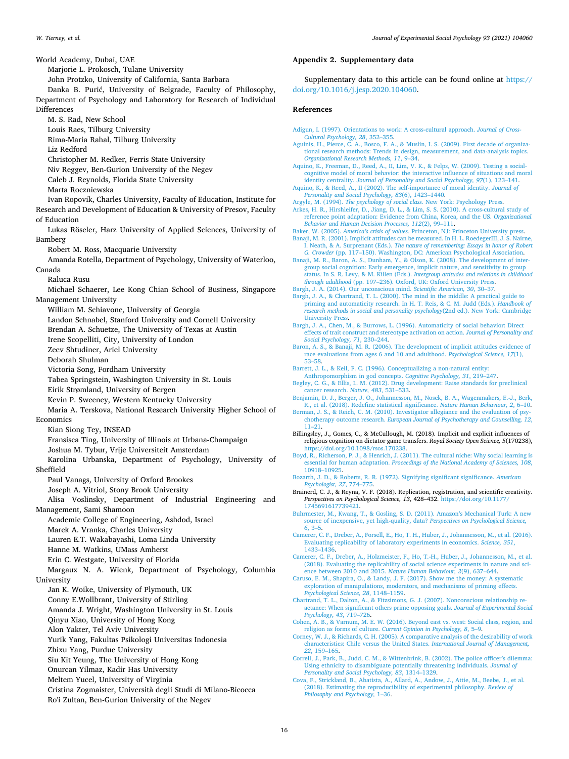World Academy, Dubai, UAE

Marjorie L. Prokosch, Tulane University

John Protzko, University of California, Santa Barbara

Danka B. Purić, University of Belgrade, Faculty of Philosophy, Department of Psychology and Laboratory for Research of Individual Differences

M. S. Rad, New School

Louis Raes, Tilburg University

Rima-Maria Rahal, Tilburg University

Liz Redford

Christopher M. Redker, Ferris State University

Niv Reggev, Ben-Gurion University of the Negev

Caleb J. Reynolds, Florida State University

Marta Roczniewska

Ivan Ropovik, Charles University, Faculty of Education, Institute for Research and Development of Education & University of Presov, Faculty of Education

Lukas Röseler, Harz University of Applied Sciences, University of Bamberg

Robert M. Ross, Macquarie University

Amanda Rotella, Department of Psychology, University of Waterloo, Canada

Raluca Rusu

Michael Schaerer, Lee Kong Chian School of Business, Singapore Management University

William M. Schiavone, University of Georgia

Landon Schnabel, Stanford University and Cornell University

Brendan A. Schuetze, The University of Texas at Austin

Irene Scopelliti, City, University of London

Zeev Shtudiner, Ariel University

Deborah Shulman

Victoria Song, Fordham University

Tabea Springstein, Washington University in St. Louis

Eirik Strømland, University of Bergen

Kevin P. Sweeney, Western Kentucky University

Maria A. Terskova, National Research University Higher School of Economics

Kian Siong Tey, INSEAD

Fransisca Ting, University of Illinois at Urbana-Champaign

Joshua M. Tybur, Vrije Universiteit Amsterdam

Karolina Urbanska, Department of Psychology, University of Sheffield

Paul Vanags, University of Oxford Brookes

Joseph A. Vitriol, Stony Brook University

Alisa Voslinsky, Department of Industrial Engineering and Management, Sami Shamoon

Academic College of Engineering, Ashdod, Israel

Marek A. Vranka, Charles University

Lauren E.T. Wakabayashi, Loma Linda University

Hanne M. Watkins, UMass Amherst

Erin C. Westgate, University of Florida

Margaux N. A. Wienk, Department of Psychology, Columbia University

Jan K. Woike, University of Plymouth, UK

Conny E.Wollbrant, University of Stirling

Amanda J. Wright, Washington University in St. Louis

Qinyu Xiao, University of Hong Kong

Alon Yakter, Tel Aviv University

Yurik Yang, Fakultas Psikologi Universitas Indonesia

Zhixu Yang, Purdue University

Siu Kit Yeung, The University of Hong Kong

Onurcan Yilmaz, Kadir Has University

Meltem Yucel, University of Virginia

Cristina Zogmaister, Università degli Studi di Milano-Bicocca

Ro'i Zultan, Ben-Gurion University of the Negev

## Appendix 2. Supplementary data

Supplementary data to this article can be found online at https://doi.org/10.1016/j.jesp.2020.104060.

## References

Adigun, I. (1997). Orientations to work: A cross-cultural approach. *Journal of Cross-Cultural Psychology, 28*, 352–355.

Aguinis, H., Pierce, C. A., Bosco, F. A., & Muslin, I. S. (2009). First decade of organizational research methods: Trends in design, measurement, and data-analysis topics. *Organizational Research Methods, 11*, 9–34.

Aquino, K., Freeman, D., Reed, A., II, Lim, V. K., & Felps, W. (2009). Testing a social-cognitive model of moral behavior: the interactive influence of situations and moral identity centrality. *Journal of Personality and Social Psychology, 97*(1), 123–141.

Aquino, K., & Reed, A., II (2002). The self-importance of moral identity. *Journal of Personality and Social Psychology, 83*(6), 1423–1440.

Argyle, M. (1994). *The psychology of social class.* New York: Psychology Press.

Arkes, H. R., Hirshleifer, D., Jiang, D. L., & Lim, S. S. (2010). A cross-cultural study of reference point adaptation: Evidence from China, Korea, and the US. *Organizational Behavior and Human Decision Processes, 112*(2), 99–111.

Baker, W. (2005). *America's crisis of values.* Princeton, NJ: Princeton University press.

Banaji, M. R. (2001). Implicit attitudes can be measured. In H. L. RoedegerIII, J. S. Nairne, I. Neath, & A. Surprenant (Eds.). *The nature of remembering: Essays in honor of Robert G. Crowder* (pp. 117–150). Washington, DC: American Psychological Association.

Banaji, M. R., Baron, A. S., Dunham, Y., & Olson, K. (2008). The development of intergroup social cognition: Early emergence, implicit nature, and sensitivity to group status. In S. R. Levy, & M. Killen (Eds.). *Intergroup attitudes and relations in childhood through adulthood* (pp. 197–236). Oxford, UK: Oxford University Press.

Bargh, J. A. (2014). Our unconscious mind. *Scientific American, 30*, 30–37.

Bargh, J. A., & Chartrand, T. L. (2000). The mind in the middle: A practical guide to priming and automaticity research. In H. T. Reis, & C. M. Judd (Eds.). *Handbook of research methods in social and personality psychology*(2nd ed.). New York: Cambridge University Press.

Bargh, J. A., Chen, M., & Burrows, L. (1996). Automaticity of social behavior: Direct effects of trait construct and stereotype activation on action. *Journal of Personality and Social Psychology, 71*, 230–244.

Baron, A. S., & Banaji, M. R. (2006). The development of implicit attitudes evidence of race evaluations from ages 6 and 10 and adulthood. *Psychological Science, 17*(1), 53–58.

Barrett, J. L., & Keil, F. C. (1996). Conceptualizing a non-natural entity: Anthropomorphism in god concepts. *Cognitive Psychology, 31*, 219–247.

Begley, C. G., & Ellis, L. M. (2012). Drug development: Raise standards for preclinical cancer research. *Nature, 483*, 531–533.

Benjamin, D. J., Berger, J. O., Johannesson, M., Nosek, B. A., Wagenmakers, E.-J., Berk, R., et al. (2018). Redefine statistical significance. *Nature Human Behaviour, 2*, 6–10.

Berman, J. S., & Reich, C. M. (2010). Investigator allegiance and the evaluation of psychotherapy outcome research. *European Journal of Psychotherapy and Counselling, 12*, 11–21.

Billingsley, J., Gomes, C., & McCullough, M. (2018). Implicit and explicit influences of religious cognition on dictator game transfers. *Royal Society Open Science, 5*(170238), https://doi.org/10.1098/rsos.170238.

Boyd, R., Richerson, P. J., & Henrich, J. (2011). The cultural niche: Why social learning is essential for human adaptation. *Proceedings of the National Academy of Sciences, 108*, 10918–10925.

Bozarth, J. D., & Roberts, R. R. (1972). Signifying significant significance. *American Psychologist, 27*, 774–775.

Brainerd, C. J., & Reyna, V. F. (2018). Replication, registration, and scientific creativity. *Perspectives on Psychological Science, 13*, 428–432. https://doi.org/10.1177/1745691617739421.

Buhrmester, M., Kwang, T., & Gosling, S. D. (2011). Amazon's Mechanical Turk: A new source of inexpensive, yet high-quality, data? *Perspectives on Psychological Science, 6*, 3–5.

Camerer, C. F., Dreber, A., Forsell, E., Ho, T. H., Huber, J., Johannesson, M., et al. (2016). Evaluating replicability of laboratory experiments in economics. *Science, 351*, 1433–1436.

Camerer, C. F., Dreber, A., Holzmeister, F., Ho, T.-H., Huber, J., Johannesson, M., et al. (2018). Evaluating the replicability of social science experiments in nature and science between 2010 and 2015. *Nature Human Behaviour, 2*(9), 637–644.

Caruso, E. M., Shapira, O., & Landy, J. F. (2017). Show me the money: A systematic exploration of manipulations, moderators, and mechanisms of priming effects. *Psychological Science, 28*, 1148–1159.

Chartrand, T. L., Dalton, A., & Fitzsimons, G. J. (2007). Nonconscious relationship reactance: When significant others prime opposing goals. *Journal of Experimental Social Psychology, 43*, 719–726.

Cohen, A. B., & Varnum, M. E. W. (2016). Beyond east vs. west: Social class, region, and religion as forms of culture. *Current Opinion in Psychology, 8*, 5–9.

Corney, W. J., & Richards, C. H. (2005). A comparative analysis of the desirability of work characteristics: Chile versus the United States. *International Journal of Management, 22*, 159–165.

Correll, J., Park, B., Judd, C. M., & Wittenbrink, B. (2002). The police officer's dilemma: Using ethnicity to disambiguate potentially threatening individuals. *Journal of Personality and Social Psychology, 83*, 1314–1329.

Cova, F., Strickland, B., Abatista, A., Allard, A., Andow, J., Attie, M., Beebe, J., et al. (2018). Estimating the reproducibility of experimental philosophy. *Review of Philosophy and Psychology,* 1–36.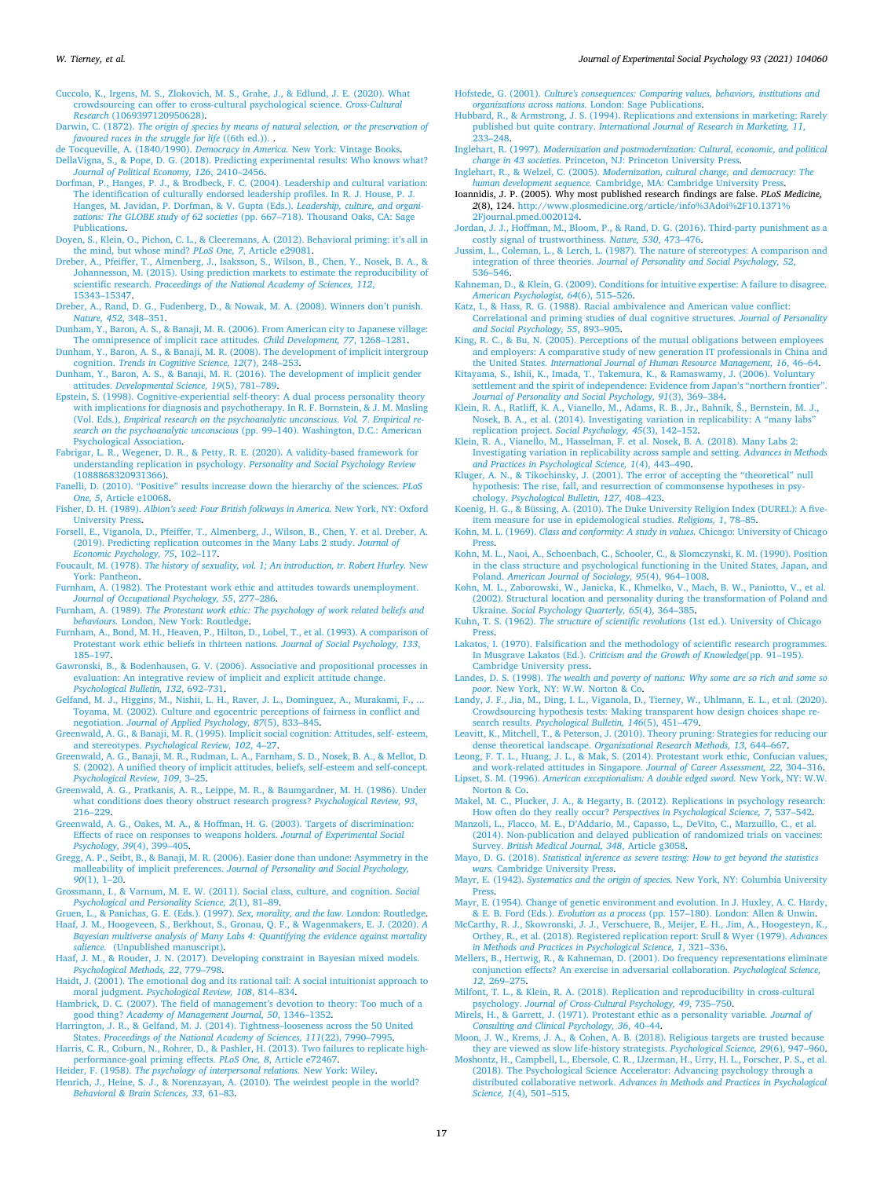Cuccolo, K., Irgens, M. S., Zlokovich, M. S., Grahe, J., & Edlund, J. E. (2020). What crowdsourcing can offer to cross-cultural psychological science. *Cross-Cultural Research* (1069397120950628).

Darwin, C. (1872). *The origin of species by means of natural selection, or the preservation of favoured races in the struggle for life* ((6th ed.)). .

de Tocqueville, A. (1840/1990). *Democracy in America.* New York: Vintage Books.

DellaVigna, S., & Pope, D. G. (2018). Predicting experimental results: Who knows what? *Journal of Political Economy, 126*, 2410–2456.

Dorfman, P., Hanges, P. J., & Brodbeck, F. C. (2004). Leadership and cultural variation: The identification of culturally endorsed leadership profiles. In R. J. House, P. J. Hanges, M. Javidan, P. Dorfman, & V. Gupta (Eds.). *Leadership, culture, and organizations: The GLOBE study of 62 societies* (pp. 667–718). Thousand Oaks, CA: Sage Publications.

Doyen, S., Klein, O., Pichon, C. L., & Cleeremans, A. (2012). Behavioral priming: it's all in the mind, but whose mind? *PLoS One, 7*, Article e29081.

Dreber, A., Pfeiffer, T., Almenberg, J., Isaksson, S., Wilson, B., Chen, Y., Nosek, B. A., & Johannesson, M. (2015). Using prediction markets to estimate the reproducibility of scientific research. *Proceedings of the National Academy of Sciences, 112*, 15343–15347.

Dreber, A., Rand, D. G., Fudenberg, D., & Nowak, M. A. (2008). Winners don't punish. *Nature, 452*, 348–351.

Dunham, Y., Baron, A. S., & Banaji, M. R. (2006). From American city to Japanese village: The omnipresence of implicit race attitudes. *Child Development, 77*, 1268–1281.

Dunham, Y., Baron, A. S., & Banaji, M. R. (2008). The development of implicit intergroup cognition. *Trends in Cognitive Science, 12*(7), 248–253.

Dunham, Y., Baron, A. S., & Banaji, M. R. (2016). The development of implicit gender attitudes. *Developmental Science, 19*(5), 781–789.

Epstein, S. (1998). Cognitive-experiential self-theory: A dual process personality theory with implications for diagnosis and psychotherapy. In R. F. Bornstein, & J. M. Masling (Vol. Eds.), *Empirical research on the psychoanalytic unconscious. Vol. 7. Empirical research on the psychoanalytic unconscious* (pp. 99–140). Washington, D.C.: American Psychological Association.

Fabrigar, L. R., Wegener, D. R., & Petty, R. E. (2020). A validity-based framework for understanding replication in psychology. *Personality and Social Psychology Review* (1088868320931366).

Fanelli, D. (2010). "Positive" results increase down the hierarchy of the sciences. *PLoS One, 5*, Article e10068.

Fisher, D. H. (1989). *Albion's seed: Four British folkways in America.* New York, NY: Oxford University Press.

Forsell, E., Viganola, D., Pfeiffer, T., Almenberg, J., Wilson, B., Chen, Y. et al. Dreber, A. (2019). Predicting replication outcomes in the Many Labs 2 study. *Journal of Economic Psychology, 75*, 102–117.

Foucault, M. (1978). *The history of sexuality, vol. 1; An introduction, tr. Robert Hurley.* New York: Pantheon.

Furnham, A. (1982). The Protestant work ethic and attitudes towards unemployment. *Journal of Occupational Psychology, 55*, 277–286.

Furnham, A. (1989). *The Protestant work ethic: The psychology of work related beliefs and behaviours.* London, New York: Routledge.

Furnham, A., Bond, M. H., Heaven, P., Hilton, D., Lobel, T., et al. (1993). A comparison of Protestant work ethic beliefs in thirteen nations. *Journal of Social Psychology, 133*, 185–197.

Gawronski, B., & Bodenhausen, G. V. (2006). Associative and propositional processes in evaluation: An integrative review of implicit and explicit attitude change. *Psychological Bulletin, 132*, 692–731.

Gelfand, M. J., Higgins, M., Nishii, L. H., Raver, J. L., Dominguez, A., Murakami, F., ... Toyama, M. (2002). Culture and egocentric perceptions of fairness in conflict and negotiation. *Journal of Applied Psychology, 87*(5), 833–845.

Greenwald, A. G., & Banaji, M. R. (1995). Implicit social cognition: Attitudes, self- esteem, and stereotypes. *Psychological Review, 102*, 4–27.

Greenwald, A. G., Banaji, M. R., Rudman, L. A., Farnham, S. D., Nosek, B. A., & Mellot, D. S. (2002). A unified theory of implicit attitudes, beliefs, self-esteem and self-concept. *Psychological Review, 109*, 3–25.

Greenwald, A. G., Pratkanis, A. R., Leippe, M. R., & Baumgardner, M. H. (1986). Under what conditions does theory obstruct research progress? *Psychological Review, 93*, 216–229.

Greenwald, A. G., Oakes, M. A., & Hoffman, H. G. (2003). Targets of discrimination: Effects of race on responses to weapons holders. *Journal of Experimental Social Psychology, 39*(4), 399–405.

Gregg, A. P., Seibt, B., & Banaji, M. R. (2006). Easier done than undone: Asymmetry in the malleability of implicit preferences. *Journal of Personality and Social Psychology, 90*(1), 1–20.

Grossmann, I., & Varnum, M. E. W. (2011). Social class, culture, and cognition. *Social Psychological and Personality Science, 2*(1), 81–89.

Gruen, L., & Panichas, G. E. (Eds.). (1997). *Sex, morality, and the law.* London: Routledge.

Haaf, J. M., Hoogeveen, S., Berkhout, S., Gronau, Q. F., & Wagenmakers, E. J. (2020). *A Bayesian multiverse analysis of Many Labs 4: Quantifying the evidence against mortality salience.* (Unpublished manuscript).

Haaf, J. M., & Rouder, J. N. (2017). Developing constraint in Bayesian mixed models. *Psychological Methods, 22*, 779–798.

Haidt, J. (2001). The emotional dog and its rational tail: A social intuitionist approach to moral judgment. *Psychological Review, 108*, 814–834.

Hambrick, D. C. (2007). The field of management's devotion to theory: Too much of a good thing? *Academy of Management Journal, 50*, 1346–1352.

Harrington, J. R., & Gelfand, M. J. (2014). Tightness–looseness across the 50 United States. *Proceedings of the National Academy of Sciences, 111*(22), 7990–7995.

Harris, C. R., Coburn, N., Rohrer, D., & Pashler, H. (2013). Two failures to replicate high-performance-goal priming effects. *PLoS One, 8*, Article e72467.

Heider, F. (1958). *The psychology of interpersonal relations.* New York: Wiley.

Henrich, J., Heine, S. J., & Norenzayan, A. (2010). The weirdest people in the world? *Behavioral & Brain Sciences, 33*, 61–83.

Hofstede, G. (2001). *Culture's consequences: Comparing values, behaviors, institutions and organizations across nations.* London: Sage Publications.

Hubbard, R., & Armstrong, J. S. (1994). Replications and extensions in marketing: Rarely published but quite contrary. *International Journal of Research in Marketing, 11*, 233–248.

Inglehart, R. (1997). *Modernization and postmodernization: Cultural, economic, and political change in 43 societies.* Princeton, NJ: Princeton University Press.

Inglehart, R., & Welzel, C. (2005). *Modernization, cultural change, and democracy: The human development sequence.* Cambridge, MA: Cambridge University Press.

Ioannidis, J. P. (2005). Why most published research findings are false. *PLoS Medicine, 2*(8), 124. http://www.plosmedicine.org/article/info%3Adoi%2F10.1371%2Fjournal.pmed.0020124.

Jordan, J. J., Hoffman, M., Bloom, P., & Rand, D. G. (2016). Third-party punishment as a costly signal of trustworthiness. *Nature, 530*, 473–476.

Jussim, L., Coleman, L., & Lerch, L. (1987). The nature of stereotypes: A comparison and integration of three theories. *Journal of Personality and Social Psychology, 52*, 536–546.

Kahneman, D., & Klein, G. (2009). Conditions for intuitive expertise: A failure to disagree. *American Psychologist, 64*(6), 515–526.

Katz, I., & Hass, R. G. (1988). Racial ambivalence and American value conflict: Correlational and priming studies of dual cognitive structures. *Journal of Personality and Social Psychology, 55*, 893–905.

King, R. C., & Bu, N. (2005). Perceptions of the mutual obligations between employees and employers: A comparative study of new generation IT professionals in China and the United States. *International Journal of Human Resource Management, 16*, 46–64.

Kitayama, S., Ishii, K., Imada, T., Takemura, K., & Ramaswamy, J. (2006). Voluntary settlement and the spirit of independence: Evidence from Japan's "northern frontier". *Journal of Personality and Social Psychology, 91*(3), 369–384.

Klein, R. A., Ratliff, K. A., Vianello, M., Adams, R. B., Jr., Bahník, Š., Bernstein, M. J., Nosek, B. A., et al. (2014). Investigating variation in replicability: A "many labs" replication project. *Social Psychology, 45*(3), 142–152.

Klein, R. A., Vianello, M., Hasselman, F. et al. Nosek, B. A. (2018). Many Labs 2: Investigating variation in replicability across sample and setting. *Advances in Methods and Practices in Psychological Science, 1*(4), 443–490.

Kluger, A. N., & Tikochinsky, J. (2001). The error of accepting the "theoretical" null hypothesis: The rise, fall, and resurrection of commonsense hypotheses in psychology. *Psychological Bulletin, 127*, 408–423.

Koenig, H. G., & Büssing, A. (2010). The Duke University Religion Index (DUREL): A five-item measure for use in epidemological studies. *Religions, 1*, 78–85.

Kohn, M. L. (1969). *Class and conformity: A study in values.* Chicago: University of Chicago Press.

Kohn, M. L., Naoi, A., Schoenbach, C., Schooler, C., & Slomczynski, K. M. (1990). Position in the class structure and psychological functioning in the United States, Japan, and Poland. *American Journal of Sociology, 95*(4), 964–1008.

Kohn, M. L., Zaborowski, W., Janicka, K., Khmelko, V., Mach, B. W., Paniotto, V., et al. (2002). Structural location and personality during the transformation of Poland and Ukraine. *Social Psychology Quarterly, 65*(4), 364–385.

Kuhn, T. S. (1962). *The structure of scientific revolutions* (1st ed.). University of Chicago Press.

Lakatos, I. (1970). Falsification and the methodology of scientific research programmes. In Musgrave Lakatos (Ed.). *Criticism and the Growth of Knowledge*(pp. 91–195). Cambridge University press.

Landes, D. S. (1998). *The wealth and poverty of nations: Why some are so rich and some so poor.* New York, NY: W.W. Norton & Co.

Landy, J. F., Jia, M., Ding, I. L., Viganola, D., Tierney, W., Uhlmann, E. L., et al. (2020). Crowdsourcing hypothesis tests: Making transparent how design choices shape research results. *Psychological Bulletin, 146*(5), 451–479.

Leavitt, K., Mitchell, T., & Peterson, J. (2010). Theory pruning: Strategies for reducing our dense theoretical landscape. *Organizational Research Methods, 13*, 644–667.

Leong, F. T. L., Huang, J. L., & Mak, S. (2014). Protestant work ethic, Confucian values, and work-related attitudes in Singapore. *Journal of Career Assessment, 22*, 304–316.

Lipset, S. M. (1996). *American exceptionalism: A double edged sword.* New York, NY: W.W. Norton & Co.

Makel, M. C., Plucker, J. A., & Hegarty, B. (2012). Replications in psychology research: How often do they really occur? *Perspectives in Psychological Science, 7*, 537–542.

Manzoli, L., Flacco, M. E., D'Addario, M., Capasso, L., DeVito, C., Marzuillo, C., et al. (2014). Non-publication and delayed publication of randomized trials on vaccines: Survey. *British Medical Journal, 348*, Article g3058.

Mayo, D. G. (2018). *Statistical inference as severe testing: How to get beyond the statistics wars.* Cambridge University Press.

Mayr, E. (1942). *Systematics and the origin of species.* New York, NY: Columbia University Press.

Mayr, E. (1954). Change of genetic environment and evolution. In J. Huxley, A. C. Hardy, & E. B. Ford (Eds.). *Evolution as a process* (pp. 157–180). London: Allen & Unwin.

McCarthy, R. J., Skowronski, J. J., Verschuere, B., Meijer, E. H., Jim, A., Hoogesteyn, K., Orthey, R., et al. (2018). Registered replication report: Srull & Wyer (1979). *Advances in Methods and Practices in Psychological Science, 1*, 321–336.

Mellers, B., Hertwig, R., & Kahneman, D. (2001). Do frequency representations eliminate conjunction effects? An exercise in adversarial collaboration. *Psychological Science, 12*, 269–275.

Milfont, T. L., & Klein, R. A. (2018). Replication and reproducibility in cross-cultural psychology. *Journal of Cross-Cultural Psychology, 49*, 735–750.

Mirels, H., & Garrett, J. (1971). Protestant ethic as a personality variable. *Journal of Consulting and Clinical Psychology, 36*, 40–44.

Moon, J. W., Krems, J. A., & Cohen, A. B. (2018). Religious targets are trusted because they are viewed as slow life-history strategists. *Psychological Science, 29*(6), 947–960.

Moshontz, H., Campbell, L., Ebersole, C. R., IJzerman, H., Urry, H. L., Forscher, P. S., et al. (2018). The Psychological Science Accelerator: Advancing psychology through a distributed collaborative network. *Advances in Methods and Practices in Psychological Science, 1*(4), 501–515.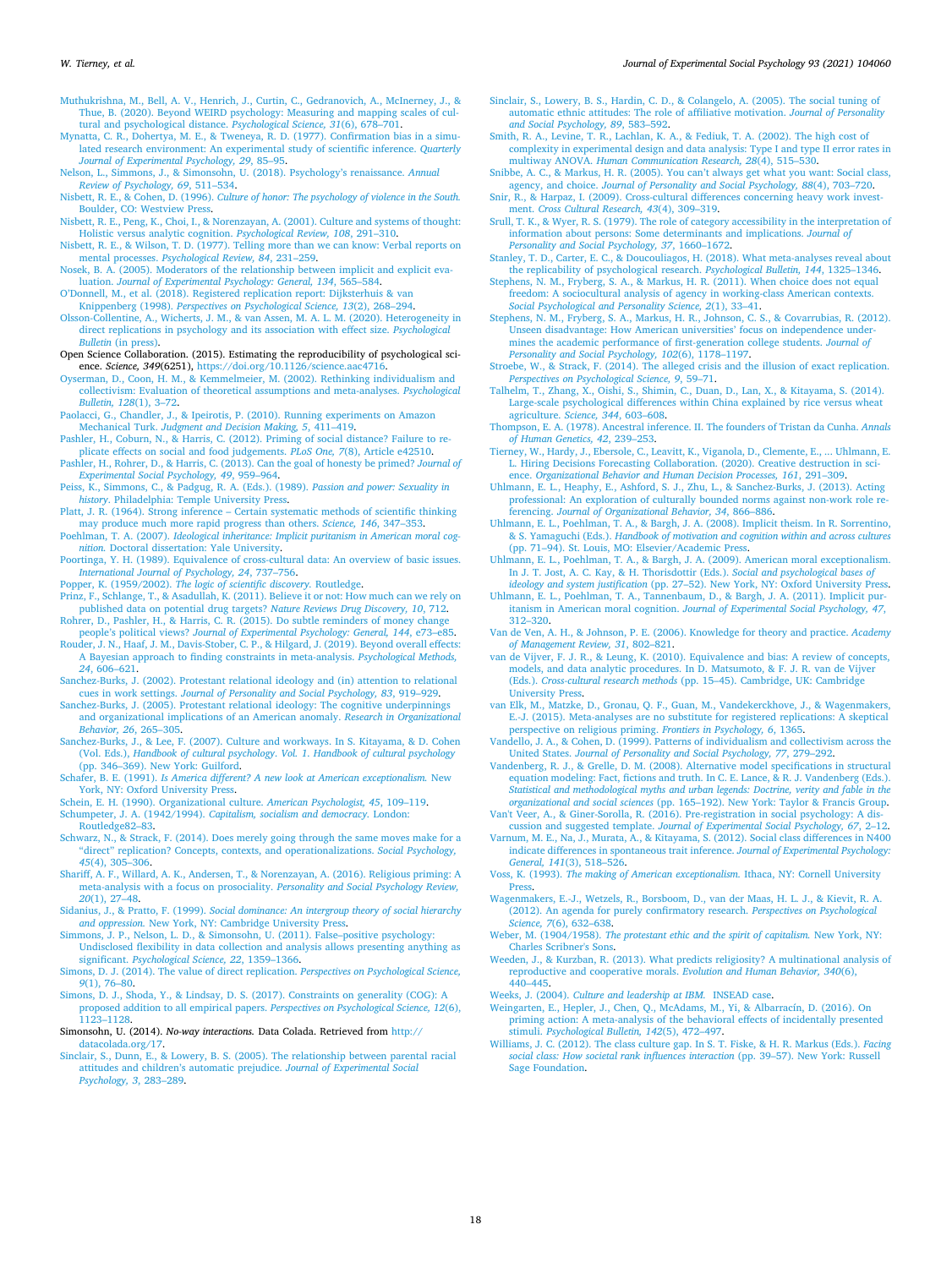Muthukrishna, M., Bell, A. V., Henrich, J., Curtin, C., Gedranovich, A., McInerney, J., & Thue, B. (2020). Beyond WEIRD psychology: Measuring and mapping scales of cultural and psychological distance. *Psychological Science, 31*(6), 678–701.

Mynatta, C. R., Dohertya, M. E., & Tweneya, R. D. (1977). Confirmation bias in a simulated research environment: An experimental study of scientific inference. *Quarterly Journal of Experimental Psychology, 29*, 85–95.

Nelson, L., Simmons, J., & Simonsohn, U. (2018). Psychology's renaissance. *Annual Review of Psychology, 69*, 511–534.

Nisbett, R. E., & Cohen, D. (1996). *Culture of honor: The psychology of violence in the South.* Boulder, CO: Westview Press.

Nisbett, R. E., Peng, K., Choi, I., & Norenzayan, A. (2001). Culture and systems of thought: Holistic versus analytic cognition. *Psychological Review, 108*, 291–310.

Nisbett, R. E., & Wilson, T. D. (1977). Telling more than we can know: Verbal reports on mental processes. *Psychological Review, 84*, 231–259.

Nosek, B. A. (2005). Moderators of the relationship between implicit and explicit evaluation. *Journal of Experimental Psychology: General, 134*, 565–584.

O'Donnell, M., et al. (2018). Registered replication report: Dijksterhuis & van Knippenberg (1998). *Perspectives on Psychological Science, 13*(2), 268–294.

Olsson-Collentine, A., Wicherts, J. M., & van Assen, M. A. L. M. (2020). Heterogeneity in direct replications in psychology and its association with effect size. *Psychological Bulletin* (in press).

Open Science Collaboration. (2015). Estimating the reproducibility of psychological science. *Science, 349*(6251). https://doi.org/10.1126/science.aac4716.

Oyserman, D., Coon, H. M., & Kemmelmeier, M. (2002). Rethinking individualism and collectivism: Evaluation of theoretical assumptions and meta-analyses. *Psychological Bulletin, 128*(1), 3–72.

Paolacci, G., Chandler, J., & Ipeirotis, P. (2010). Running experiments on Amazon Mechanical Turk. *Judgment and Decision Making, 5*, 411–419.

Pashler, H., Coburn, N., & Harris, C. (2012). Priming of social distance? Failure to replicate effects on social and food judgements. *PLoS One, 7*(8), Article e42510.

Pashler, H., Rohrer, D., & Harris, C. (2013). Can the goal of honesty be primed? *Journal of Experimental Social Psychology, 49*, 959–964.

Peiss, K., Simmons, C., & Padgug, R. A. (Eds.). (1989). *Passion and power: Sexuality in history*. Philadelphia: Temple University Press.

Platt, J. R. (1964). Strong inference – Certain systematic methods of scientific thinking may produce much more rapid progress than others. *Science, 146*, 347–353.

Poehlman, T. A. (2007). *Ideological inheritance: Implicit puritanism in American moral cognition.* Doctoral dissertation: Yale University.

Poortinga, Y. H. (1989). Equivalence of cross-cultural data: An overview of basic issues. *International Journal of Psychology, 24*, 737–756.

Popper, K. (1959/2002). *The logic of scientific discovery.* Routledge.

Prinz, F., Schlange, T., & Asadullah, K. (2011). Believe it or not: How much can we rely on published data on potential drug targets? *Nature Reviews Drug Discovery, 10*, 712.

Rohrer, D., Pashler, H., & Harris, C. R. (2015). Do subtle reminders of money change people's political views? *Journal of Experimental Psychology: General, 144*, e73–e85.

Rouder, J. N., Haaf, J. M., Davis-Stober, C. P., & Hilgard, J. (2019). Beyond overall effects: A Bayesian approach to finding constraints in meta-analysis. *Psychological Methods, 24*, 606–621.

Sanchez-Burks, J. (2002). Protestant relational ideology and (in) attention to relational cues in work settings. *Journal of Personality and Social Psychology, 83*, 919–929.

Sanchez-Burks, J. (2005). Protestant relational ideology: The cognitive underpinnings and organizational implications of an American anomaly. *Research in Organizational Behavior, 26*, 265–305.

Sanchez-Burks, J., & Lee, F. (2007). Culture and workways. In S. Kitayama, & D. Cohen (Vol. Eds.), *Handbook of cultural psychology. Vol. 1. Handbook of cultural psychology* (pp. 346–369). New York: Guilford.

Schafer, B. E. (1991). *Is America different? A new look at American exceptionalism.* New York, NY: Oxford University Press.

Schein, E. H. (1990). Organizational culture. *American Psychologist, 45*, 109–119.

Schumpeter, J. A. (1942/1994). *Capitalism, socialism and democracy.* London: Routledge82–83.

Schwarz, N., & Strack, F. (2014). Does merely going through the same moves make for a "direct" replication? Concepts, contexts, and operationalizations. *Social Psychology, 45*(4), 305–306.

Shariff, A. F., Willard, A. K., Andersen, T., & Norenzayan, A. (2016). Religious priming: A meta-analysis with a focus on prosociality. *Personality and Social Psychology Review, 20*(1), 27–48.

Sidanius, J., & Pratto, F. (1999). *Social dominance: An intergroup theory of social hierarchy and oppression.* New York, NY: Cambridge University Press.

Simmons, J. P., Nelson, L. D., & Simonsohn, U. (2011). False–positive psychology: Undisclosed flexibility in data collection and analysis allows presenting anything as significant. *Psychological Science, 22*, 1359–1366.

Simons, D. J. (2014). The value of direct replication. *Perspectives on Psychological Science, 9*(1), 76–80.

Simons, D. J., Shoda, Y., & Lindsay, D. S. (2017). Constraints on generality (COG): A proposed addition to all empirical papers. *Perspectives on Psychological Science, 12*(6), 1123–1128.

Simonsohn, U. (2014). *No-way interactions.* Data Colada. Retrieved from http://datacolada.org/17.

Sinclair, S., Dunn, E., & Lowery, B. S. (2005). The relationship between parental racial attitudes and children's automatic prejudice. *Journal of Experimental Social Psychology, 3*, 283–289.

Sinclair, S., Lowery, B. S., Hardin, C. D., & Colangelo, A. (2005). The social tuning of automatic ethnic attitudes: The role of affiliative motivation. *Journal of Personality and Social Psychology, 89*, 583–592.

Smith, R. A., Levine, T. R., Lachlan, K. A., & Fediuk, T. A. (2002). The high cost of complexity in experimental design and data analysis: Type I and type II error rates in multiway ANOVA. *Human Communication Research, 28*(4), 515–530.

Snibbe, A. C., & Markus, H. R. (2005). You can't always get what you want: Social class, agency, and choice. *Journal of Personality and Social Psychology, 88*(4), 703–720.

Snir, R., & Harpaz, I. (2009). Cross-cultural differences concerning heavy work investment. *Cross Cultural Research, 43*(4), 309–319.

Srull, T. K., & Wyer, R. S. (1979). The role of category accessibility in the interpretation of information about persons: Some determinants and implications. *Journal of Personality and Social Psychology, 37*, 1660–1672.

Stanley, T. D., Carter, E. C., & Doucouliagos, H. (2018). What meta-analyses reveal about the replicability of psychological research. *Psychological Bulletin, 144*, 1325–1346.

Stephens, N. M., Fryberg, S. A., & Markus, H. R. (2011). When choice does not equal freedom: A sociocultural analysis of agency in working-class American contexts. *Social Psychological and Personality Science, 2*(1), 33–41.

Stephens, N. M., Fryberg, S. A., Markus, H. R., Johnson, C. S., & Covarrubias, R. (2012). Unseen disadvantage: How American universities' focus on independence undermines the academic performance of first-generation college students. *Journal of Personality and Social Psychology, 102*(6), 1178–1197.

Stroebe, W., & Strack, F. (2014). The alleged crisis and the illusion of exact replication. *Perspectives on Psychological Science, 9*, 59–71.

Talhelm, T., Zhang, X., Oishi, S., Shimin, C., Duan, D., Lan, X., & Kitayama, S. (2014). Large-scale psychological differences within China explained by rice versus wheat agriculture. *Science, 344*, 603–608.

Thompson, E. A. (1978). Ancestral inference. II. The founders of Tristan da Cunha. *Annals of Human Genetics, 42*, 239–253.

Tierney, W., Hardy, J., Ebersole, C., Leavitt, K., Viganola, D., Clemente, E., ... Uhlmann, E. L. Hiring Decisions Forecasting Collaboration. (2020). Creative destruction in science. *Organizational Behavior and Human Decision Processes, 161*, 291–309.

Uhlmann, E. L., Heaphy, E., Ashford, S. J., Zhu, L., & Sanchez-Burks, J. (2013). Acting professional: An exploration of culturally bounded norms against non-work role referencing. *Journal of Organizational Behavior, 34*, 866–886.

Uhlmann, E. L., Poehlman, T. A., & Bargh, J. A. (2008). Implicit theism. In R. Sorrentino, & S. Yamaguchi (Eds.). *Handbook of motivation and cognition within and across cultures* (pp. 71–94). St. Louis, MO: Elsevier/Academic Press.

Uhlmann, E. L., Poehlman, T. A., & Bargh, J. A. (2009). American moral exceptionalism. In J. T. Jost, A. C. Kay, & H. Thorisdottir (Eds.). *Social and psychological bases of ideology and system justification* (pp. 27–52). New York, NY: Oxford University Press.

Uhlmann, E. L., Poehlman, T. A., Tannenbaum, D., & Bargh, J. A. (2011). Implicit puritanism in American moral cognition. *Journal of Experimental Social Psychology, 47*, 312–320.

Van de Ven, A. H., & Johnson, P. E. (2006). Knowledge for theory and practice. *Academy of Management Review, 31*, 802–821.

van de Vijver, F. J. R., & Leung, K. (2010). Equivalence and bias: A review of concepts, models, and data analytic procedures. In D. Matsumoto, & F. J. R. van de Vijver (Eds.). *Cross-cultural research methods* (pp. 15–45). Cambridge, UK: Cambridge University Press.

van Elk, M., Matzke, D., Gronau, Q. F., Guan, M., Vandekerckhove, J., & Wagenmakers, E.-J. (2015). Meta-analyses are no substitute for registered replications: A skeptical perspective on religious priming. *Frontiers in Psychology, 6*, 1365.

Vandello, J. A., & Cohen, D. (1999). Patterns of individualism and collectivism across the United States. *Journal of Personality and Social Psychology, 77*, 279–292.

Vandenberg, R. J., & Grelle, D. M. (2008). Alternative model specifications in structural equation modeling: Fact, fictions and truth. In C. E. Lance, & R. J. Vandenberg (Eds.). *Statistical and methodological myths and urban legends: Doctrine, verity and fable in the organizational and social sciences* (pp. 165–192). New York: Taylor & Francis Group.

Van't Veer, A., & Giner-Sorolla, R. (2016). Pre-registration in social psychology: A discussion and suggested template. *Journal of Experimental Social Psychology, 67*, 2–12.

Varnum, M. E., Na, J., Murata, A., & Kitayama, S. (2012). Social class differences in N400 indicate differences in spontaneous trait inference. *Journal of Experimental Psychology: General, 141*(3), 518–526.

Voss, K. (1993). *The making of American exceptionalism.* Ithaca, NY: Cornell University Press.

Wagenmakers, E.-J., Wetzels, R., Borsboom, D., van der Maas, H. L. J., & Kievit, R. A. (2012). An agenda for purely confirmatory research. *Perspectives on Psychological Science, 7*(6), 632–638.

Weber, M. (1904/1958). *The protestant ethic and the spirit of capitalism.* New York, NY: Charles Scribner's Sons.

Weeden, J., & Kurzban, R. (2013). What predicts religiosity? A multinational analysis of reproductive and cooperative morals. *Evolution and Human Behavior, 340*(6), 440–445.

Weeks, J. (2004). *Culture and leadership at IBM.* INSEAD case.

Weingarten, E., Hepler, J., Chen, Q., McAdams, M., Yi, & Albarracín, D. (2016). On priming action: A meta-analysis of the behavioral effects of incidentally presented stimuli. *Psychological Bulletin, 142*(5), 472–497.

Williams, J. C. (2012). The class culture gap. In S. T. Fiske, & H. R. Markus (Eds.). *Facing social class: How societal rank influences interaction* (pp. 39–57). New York: Russell Sage Foundation.